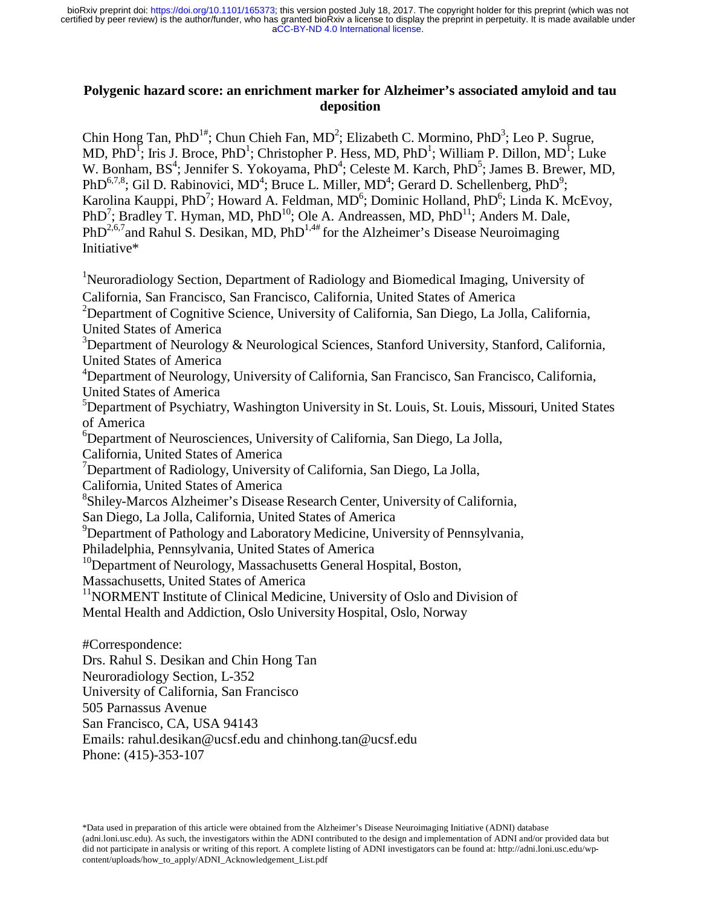bioRxiv preprint doi: https://doi.org/10.1101/165373; this version posted July 18, 2017. The copyright holder for this preprint (which was not certified by peer review) is the author/funder, who has granted bioRxiv a license to display the preprint in perpetuity. It is made available under aCC-BY-ND 4.0 International license.

# Polygenic hazard score: an enrichment marker for Alzheimer's associated amyloid and tau deposition

Chin Hong Tan, PhD[1#]; Chun Chieh Fan, MD[2]; Elizabeth C. Mormino, PhD[3]; Leo P. Sugrue, MD, PhD[1]; Iris J. Broce, PhD[1]; Christopher P. Hess, MD, PhD[1]; William P. Dillon, MD[1]; Luke W. Bonham, BS[4]; Jennifer S. Yokoyama, PhD[4]; Celeste M. Karch, PhD[5]; James B. Brewer, MD, PhD[6,7,8]; Gil D. Rabinovici, MD[4]; Bruce L. Miller, MD[4]; Gerard D. Schellenberg, PhD[9]; Karolina Kauppi, PhD[7]; Howard A. Feldman, MD[6]; Dominic Holland, PhD[6]; Linda K. McEvoy, PhD[7]; Bradley T. Hyman, MD, PhD[10]; Ole A. Andreassen, MD, PhD[11]; Anders M. Dale, PhD[2,6,7] and Rahul S. Desikan, MD, PhD[1,4#] for the Alzheimer's Disease Neuroimaging Initiative*

[1]Neuroradiology Section, Department of Radiology and Biomedical Imaging, University of California, San Francisco, San Francisco, California, United States of America

[2]Department of Cognitive Science, University of California, San Diego, La Jolla, California, United States of America

[3]Department of Neurology & Neurological Sciences, Stanford University, Stanford, California, United States of America

[4]Department of Neurology, University of California, San Francisco, San Francisco, California, United States of America

[5]Department of Psychiatry, Washington University in St. Louis, St. Louis, Missouri, United States of America

[6]Department of Neurosciences, University of California, San Diego, La Jolla, California, United States of America

[7]Department of Radiology, University of California, San Diego, La Jolla, California, United States of America

[8]Shiley-Marcos Alzheimer's Disease Research Center, University of California, San Diego, La Jolla, California, United States of America

[9]Department of Pathology and Laboratory Medicine, University of Pennsylvania, Philadelphia, Pennsylvania, United States of America

[10]Department of Neurology, Massachusetts General Hospital, Boston, Massachusetts, United States of America

[11]NORMENT Institute of Clinical Medicine, University of Oslo and Division of Mental Health and Addiction, Oslo University Hospital, Oslo, Norway

#Correspondence:
Drs. Rahul S. Desikan and Chin Hong Tan
Neuroradiology Section, L-352
University of California, San Francisco
505 Parnassus Avenue
San Francisco, CA, USA 94143
Emails: rahul.desikan@ucsf.edu and chinhong.tan@ucsf.edu
Phone: (415)-353-107

*Data used in preparation of this article were obtained from the Alzheimer's Disease Neuroimaging Initiative (ADNI) database (adni.loni.usc.edu). As such, the investigators within the ADNI contributed to the design and implementation of ADNI and/or provided data but did not participate in analysis or writing of this report. A complete listing of ADNI investigators can be found at: http://adni.loni.usc.edu/wp-content/uploads/how_to_apply/ADNI_Acknowledgement_List.pdf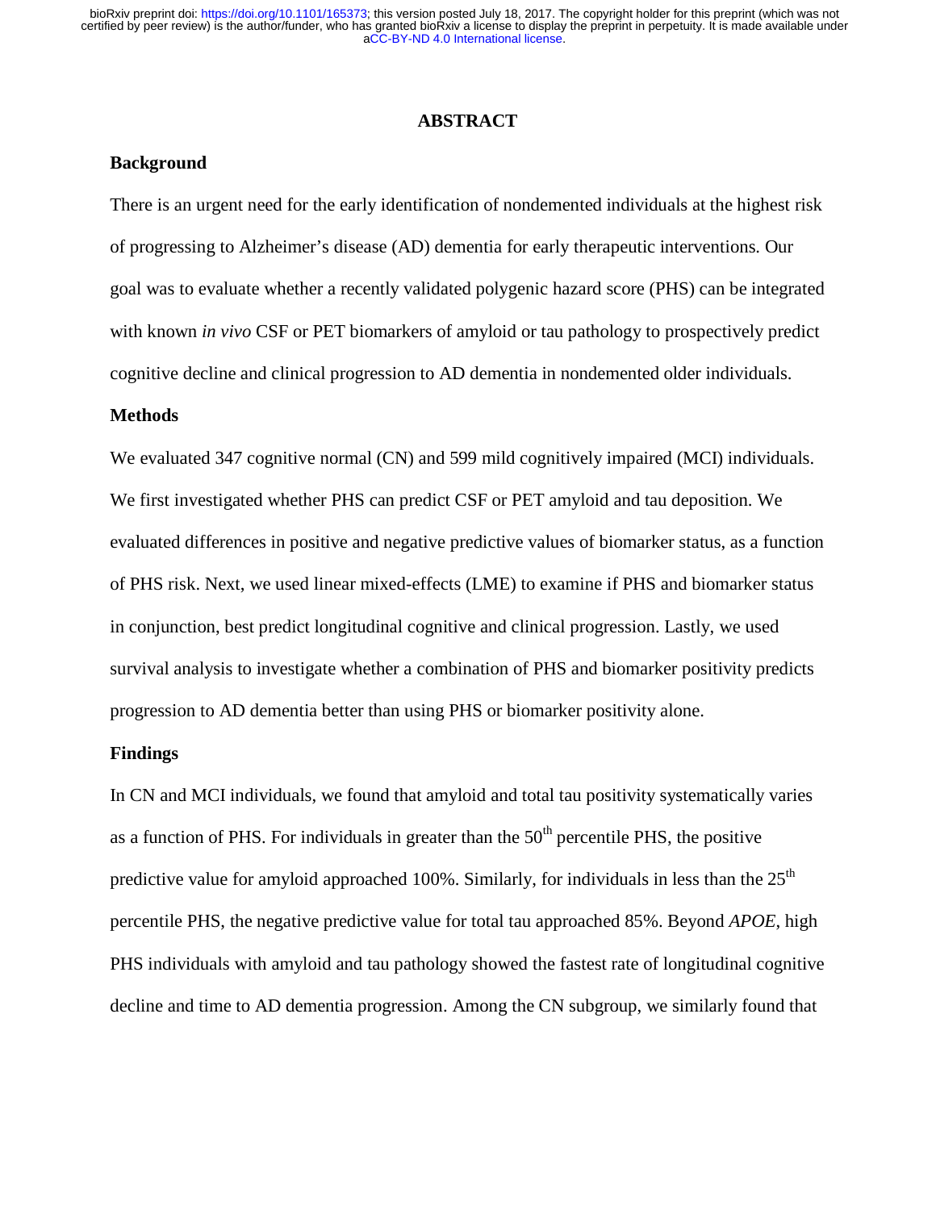## ABSTRACT

### Background

There is an urgent need for the early identification of nondemented individuals at the highest risk of progressing to Alzheimer's disease (AD) dementia for early therapeutic interventions. Our goal was to evaluate whether a recently validated polygenic hazard score (PHS) can be integrated with known *in vivo* CSF or PET biomarkers of amyloid or tau pathology to prospectively predict cognitive decline and clinical progression to AD dementia in nondemented older individuals.

### Methods

We evaluated 347 cognitive normal (CN) and 599 mild cognitively impaired (MCI) individuals. We first investigated whether PHS can predict CSF or PET amyloid and tau deposition. We evaluated differences in positive and negative predictive values of biomarker status, as a function of PHS risk. Next, we used linear mixed-effects (LME) to examine if PHS and biomarker status in conjunction, best predict longitudinal cognitive and clinical progression. Lastly, we used survival analysis to investigate whether a combination of PHS and biomarker positivity predicts progression to AD dementia better than using PHS or biomarker positivity alone.

### Findings

In CN and MCI individuals, we found that amyloid and total tau positivity systematically varies as a function of PHS. For individuals in greater than the 50$^{th}$ percentile PHS, the positive predictive value for amyloid approached 100%. Similarly, for individuals in less than the 25$^{th}$ percentile PHS, the negative predictive value for total tau approached 85%. Beyond *APOE*, high PHS individuals with amyloid and tau pathology showed the fastest rate of longitudinal cognitive decline and time to AD dementia progression. Among the CN subgroup, we similarly found that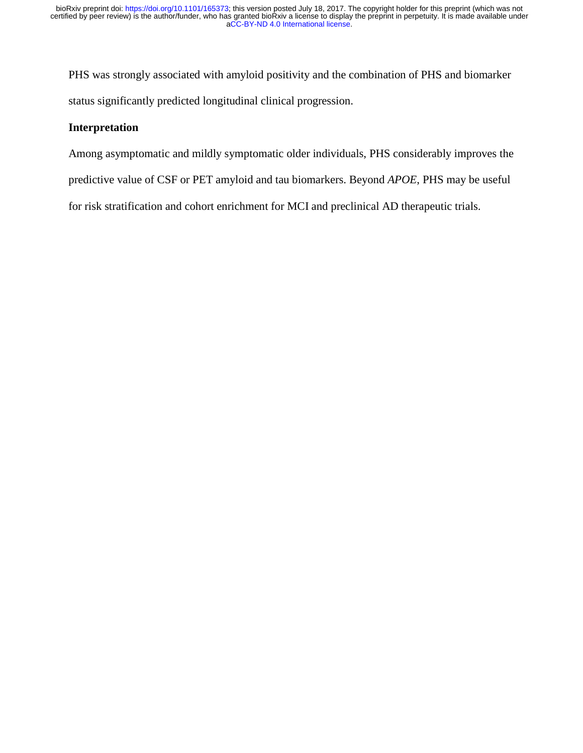PHS was strongly associated with amyloid positivity and the combination of PHS and biomarker status significantly predicted longitudinal clinical progression.

## Interpretation

Among asymptomatic and mildly symptomatic older individuals, PHS considerably improves the predictive value of CSF or PET amyloid and tau biomarkers. Beyond *APOE,* PHS may be useful for risk stratification and cohort enrichment for MCI and preclinical AD therapeutic trials.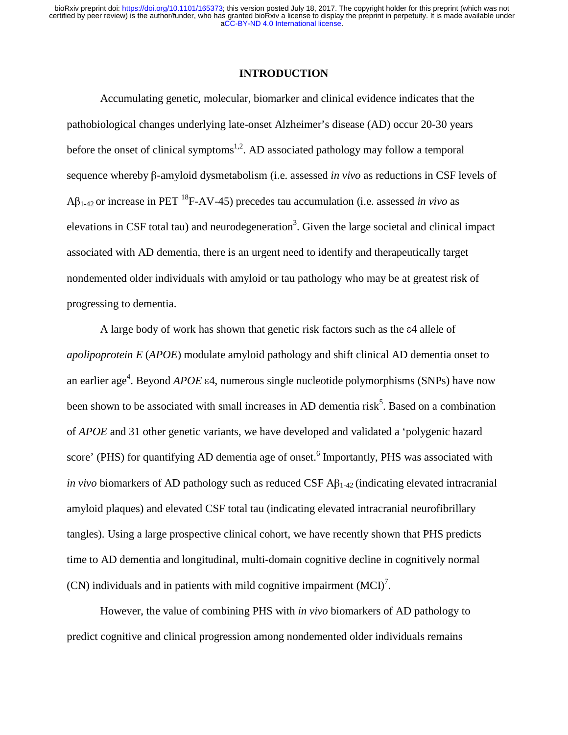## INTRODUCTION

Accumulating genetic, molecular, biomarker and clinical evidence indicates that the pathobiological changes underlying late-onset Alzheimer's disease (AD) occur 20-30 years before the onset of clinical symptoms[1,2]. AD associated pathology may follow a temporal sequence whereby β-amyloid dysmetabolism (i.e. assessed *in vivo* as reductions in CSF levels of $A\beta_{1-42}$ or increase in PET $^{18}$F-AV-45) precedes tau accumulation (i.e. assessed *in vivo* as elevations in CSF total tau) and neurodegeneration[3]. Given the large societal and clinical impact associated with AD dementia, there is an urgent need to identify and therapeutically target nondemented older individuals with amyloid or tau pathology who may be at greatest risk of progressing to dementia.

A large body of work has shown that genetic risk factors such as the ε4 allele of *apolipoprotein E* (*APOE*) modulate amyloid pathology and shift clinical AD dementia onset to an earlier age[4]. Beyond *APOE* ε4, numerous single nucleotide polymorphisms (SNPs) have now been shown to be associated with small increases in AD dementia risk[5]. Based on a combination of *APOE* and 31 other genetic variants, we have developed and validated a 'polygenic hazard score' (PHS) for quantifying AD dementia age of onset.[6] Importantly, PHS was associated with *in vivo* biomarkers of AD pathology such as reduced CSF $A\beta_{1-42}$ (indicating elevated intracranial amyloid plaques) and elevated CSF total tau (indicating elevated intracranial neurofibrillary tangles). Using a large prospective clinical cohort, we have recently shown that PHS predicts time to AD dementia and longitudinal, multi-domain cognitive decline in cognitively normal (CN) individuals and in patients with mild cognitive impairment (MCI)[7].

However, the value of combining PHS with *in vivo* biomarkers of AD pathology to predict cognitive and clinical progression among nondemented older individuals remains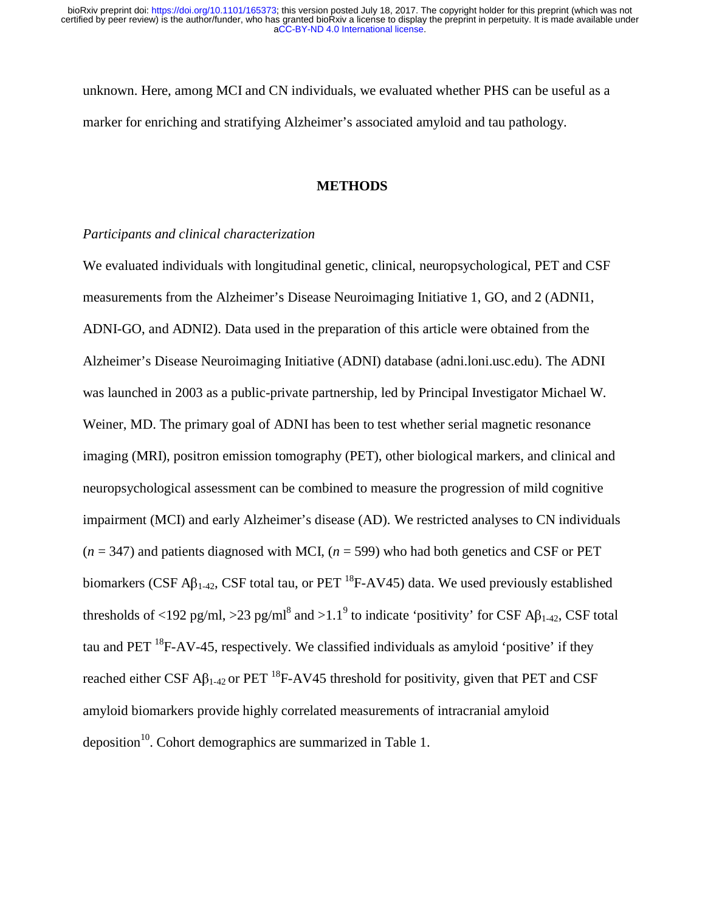unknown. Here, among MCI and CN individuals, we evaluated whether PHS can be useful as a marker for enriching and stratifying Alzheimer's associated amyloid and tau pathology.

## METHODS

### *Participants and clinical characterization*

We evaluated individuals with longitudinal genetic, clinical, neuropsychological, PET and CSF measurements from the Alzheimer's Disease Neuroimaging Initiative 1, GO, and 2 (ADNI1, ADNI-GO, and ADNI2). Data used in the preparation of this article were obtained from the Alzheimer's Disease Neuroimaging Initiative (ADNI) database (adni.loni.usc.edu). The ADNI was launched in 2003 as a public-private partnership, led by Principal Investigator Michael W. Weiner, MD. The primary goal of ADNI has been to test whether serial magnetic resonance imaging (MRI), positron emission tomography (PET), other biological markers, and clinical and neuropsychological assessment can be combined to measure the progression of mild cognitive impairment (MCI) and early Alzheimer's disease (AD). We restricted analyses to CN individuals ($n$ = 347) and patients diagnosed with MCI, ($n$ = 599) who had both genetics and CSF or PET biomarkers (CSF $A\beta_{1-42}$, CSF total tau, or PET $^{18}$F-AV45) data. We used previously established thresholds of <192 pg/ml, >23 pg/ml[8] and >1.1[9] to indicate 'positivity' for CSF $A\beta_{1-42}$, CSF total tau and PET $^{18}$F-AV-45, respectively. We classified individuals as amyloid 'positive' if they reached either CSF $A\beta_{1-42}$ or PET $^{18}$F-AV45 threshold for positivity, given that PET and CSF amyloid biomarkers provide highly correlated measurements of intracranial amyloid deposition[10]. Cohort demographics are summarized in Table 1.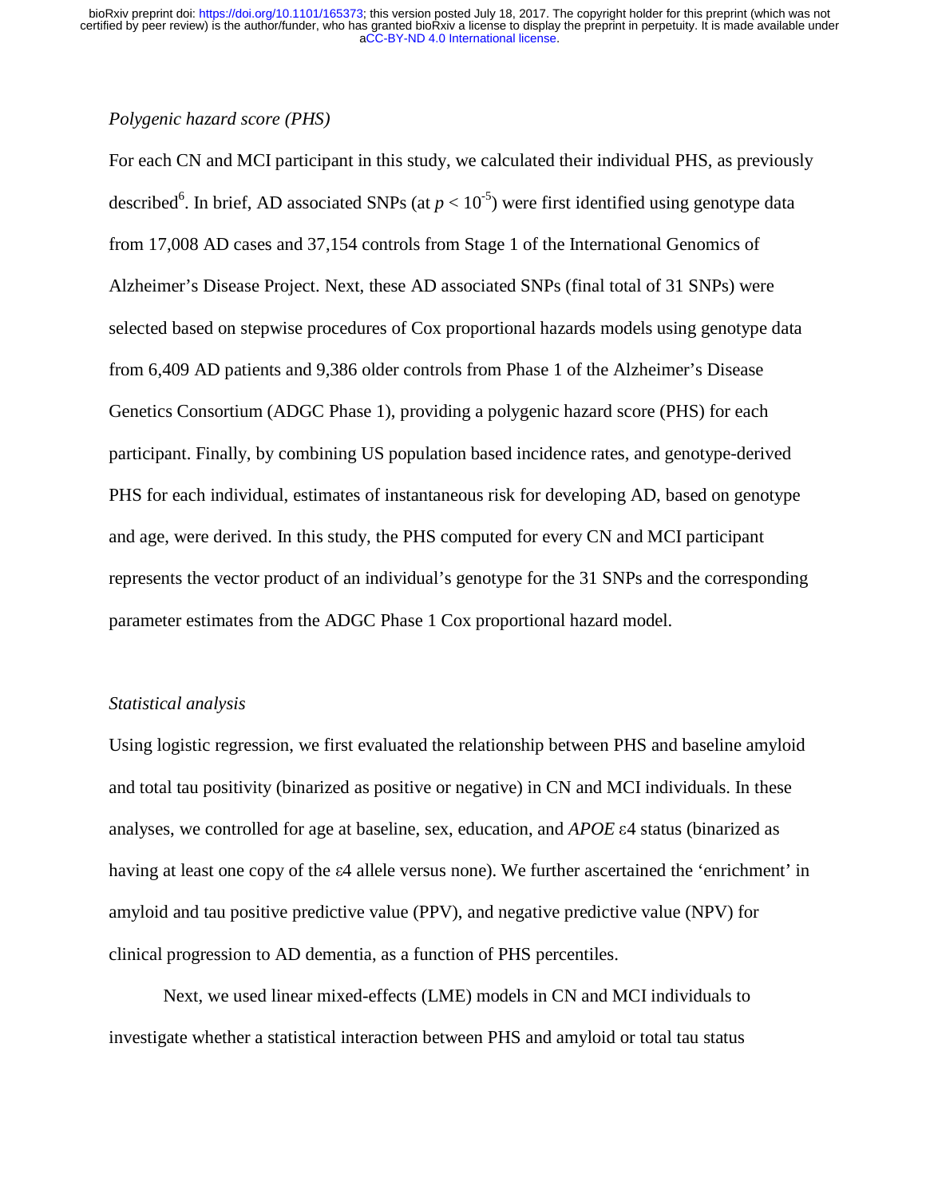*Polygenic hazard score (PHS)*

For each CN and MCI participant in this study, we calculated their individual PHS, as previously described[6]. In brief, AD associated SNPs (at $p < 10^{-5}$) were first identified using genotype data from 17,008 AD cases and 37,154 controls from Stage 1 of the International Genomics of Alzheimer's Disease Project. Next, these AD associated SNPs (final total of 31 SNPs) were selected based on stepwise procedures of Cox proportional hazards models using genotype data from 6,409 AD patients and 9,386 older controls from Phase 1 of the Alzheimer's Disease Genetics Consortium (ADGC Phase 1), providing a polygenic hazard score (PHS) for each participant. Finally, by combining US population based incidence rates, and genotype-derived PHS for each individual, estimates of instantaneous risk for developing AD, based on genotype and age, were derived. In this study, the PHS computed for every CN and MCI participant represents the vector product of an individual's genotype for the 31 SNPs and the corresponding parameter estimates from the ADGC Phase 1 Cox proportional hazard model.

*Statistical analysis*

Using logistic regression, we first evaluated the relationship between PHS and baseline amyloid and total tau positivity (binarized as positive or negative) in CN and MCI individuals. In these analyses, we controlled for age at baseline, sex, education, and *APOE* $\varepsilon$4 status (binarized as having at least one copy of the $\varepsilon$4 allele versus none). We further ascertained the 'enrichment' in amyloid and tau positive predictive value (PPV), and negative predictive value (NPV) for clinical progression to AD dementia, as a function of PHS percentiles.

Next, we used linear mixed-effects (LME) models in CN and MCI individuals to investigate whether a statistical interaction between PHS and amyloid or total tau status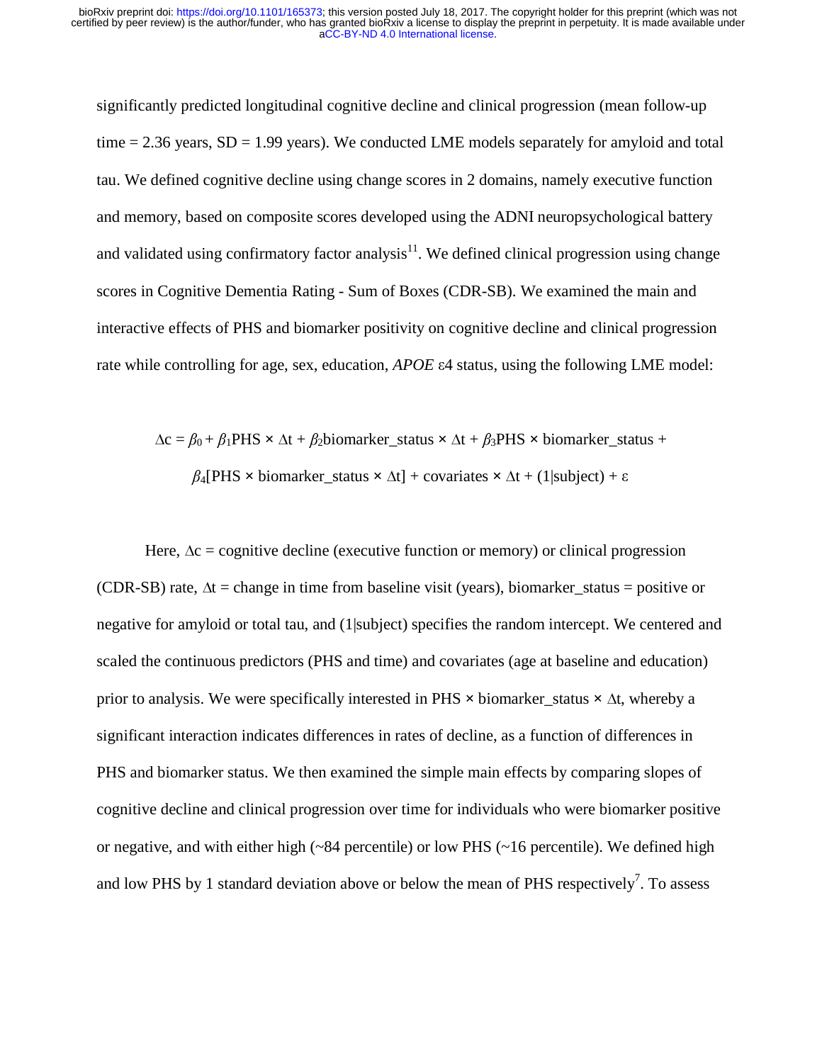significantly predicted longitudinal cognitive decline and clinical progression (mean follow-up time = 2.36 years, SD = 1.99 years). We conducted LME models separately for amyloid and total tau. We defined cognitive decline using change scores in 2 domains, namely executive function and memory, based on composite scores developed using the ADNI neuropsychological battery and validated using confirmatory factor analysis[11]. We defined clinical progression using change scores in Cognitive Dementia Rating - Sum of Boxes (CDR-SB). We examined the main and interactive effects of PHS and biomarker positivity on cognitive decline and clinical progression rate while controlling for age, sex, education, *APOE* ε4 status, using the following LME model:

$$\Delta c = \beta_0 + \beta_1 \text{PHS} \times \Delta t + \beta_2 \text{biomarker\_status} \times \Delta t + \beta_3 \text{PHS} \times \text{biomarker\_status} +$$
$$\beta_4[\text{PHS} \times \text{biomarker\_status} \times \Delta t] + \text{covariates} \times \Delta t + (1|\text{subject}) + \varepsilon$$

Here, $\Delta c$ = cognitive decline (executive function or memory) or clinical progression (CDR-SB) rate, $\Delta t$ = change in time from baseline visit (years), biomarker_status = positive or negative for amyloid or total tau, and (1|subject) specifies the random intercept. We centered and scaled the continuous predictors (PHS and time) and covariates (age at baseline and education) prior to analysis. We were specifically interested in PHS × biomarker_status × $\Delta t$, whereby a significant interaction indicates differences in rates of decline, as a function of differences in PHS and biomarker status. We then examined the simple main effects by comparing slopes of cognitive decline and clinical progression over time for individuals who were biomarker positive or negative, and with either high (~84 percentile) or low PHS (~16 percentile). We defined high and low PHS by 1 standard deviation above or below the mean of PHS respectively[7]. To assess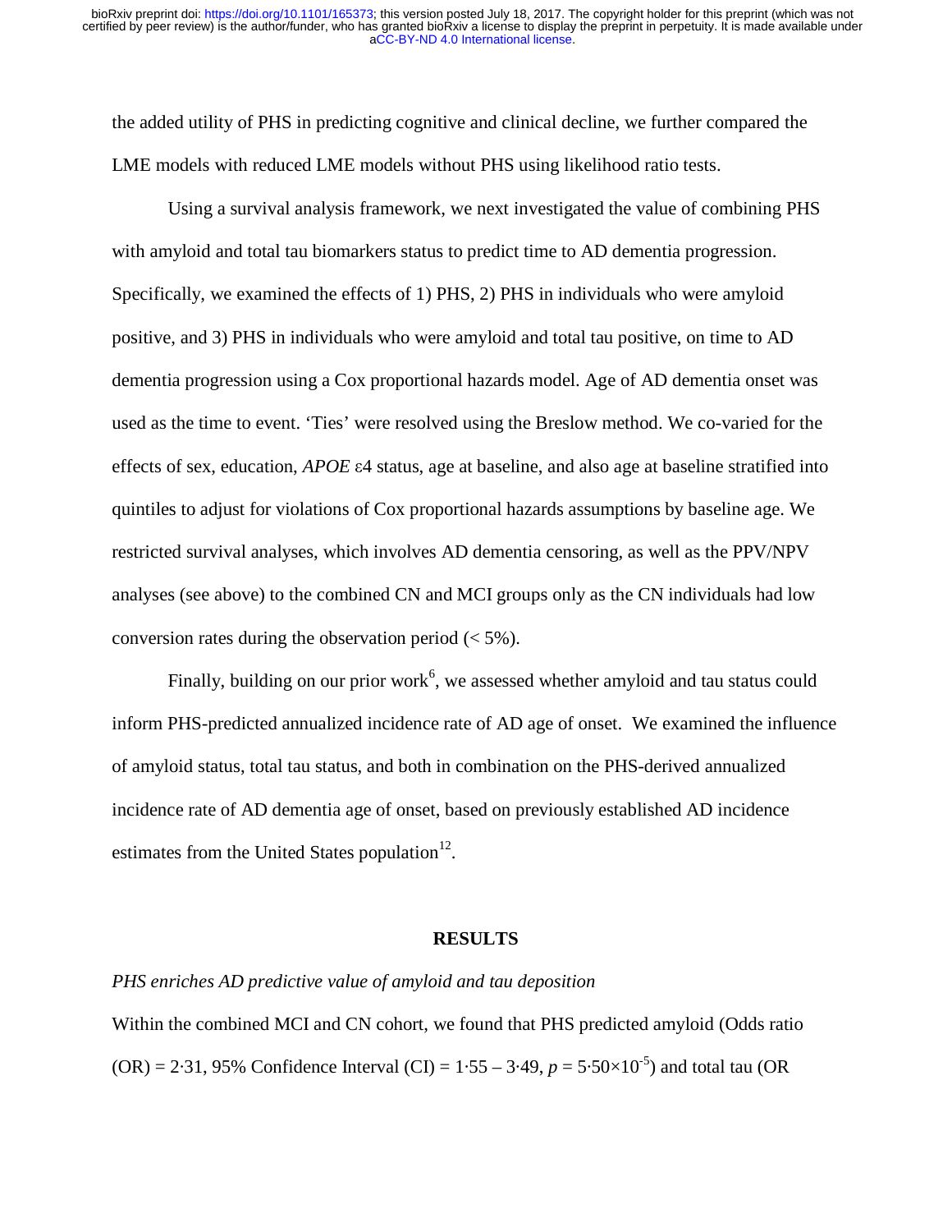the added utility of PHS in predicting cognitive and clinical decline, we further compared the LME models with reduced LME models without PHS using likelihood ratio tests.

Using a survival analysis framework, we next investigated the value of combining PHS with amyloid and total tau biomarkers status to predict time to AD dementia progression. Specifically, we examined the effects of 1) PHS, 2) PHS in individuals who were amyloid positive, and 3) PHS in individuals who were amyloid and total tau positive, on time to AD dementia progression using a Cox proportional hazards model. Age of AD dementia onset was used as the time to event. 'Ties' were resolved using the Breslow method. We co-varied for the effects of sex, education, *APOE* ε4 status, age at baseline, and also age at baseline stratified into quintiles to adjust for violations of Cox proportional hazards assumptions by baseline age. We restricted survival analyses, which involves AD dementia censoring, as well as the PPV/NPV analyses (see above) to the combined CN and MCI groups only as the CN individuals had low conversion rates during the observation period (< 5%).

Finally, building on our prior work[6], we assessed whether amyloid and tau status could inform PHS-predicted annualized incidence rate of AD age of onset. We examined the influence of amyloid status, total tau status, and both in combination on the PHS-derived annualized incidence rate of AD dementia age of onset, based on previously established AD incidence estimates from the United States population[12].

## RESULTS

*PHS enriches AD predictive value of amyloid and tau deposition*

Within the combined MCI and CN cohort, we found that PHS predicted amyloid (Odds ratio (OR) = 2·31, 95% Confidence Interval (CI) = 1·55 – 3·49, $p = 5{\cdot}50\times10^{-5}$) and total tau (OR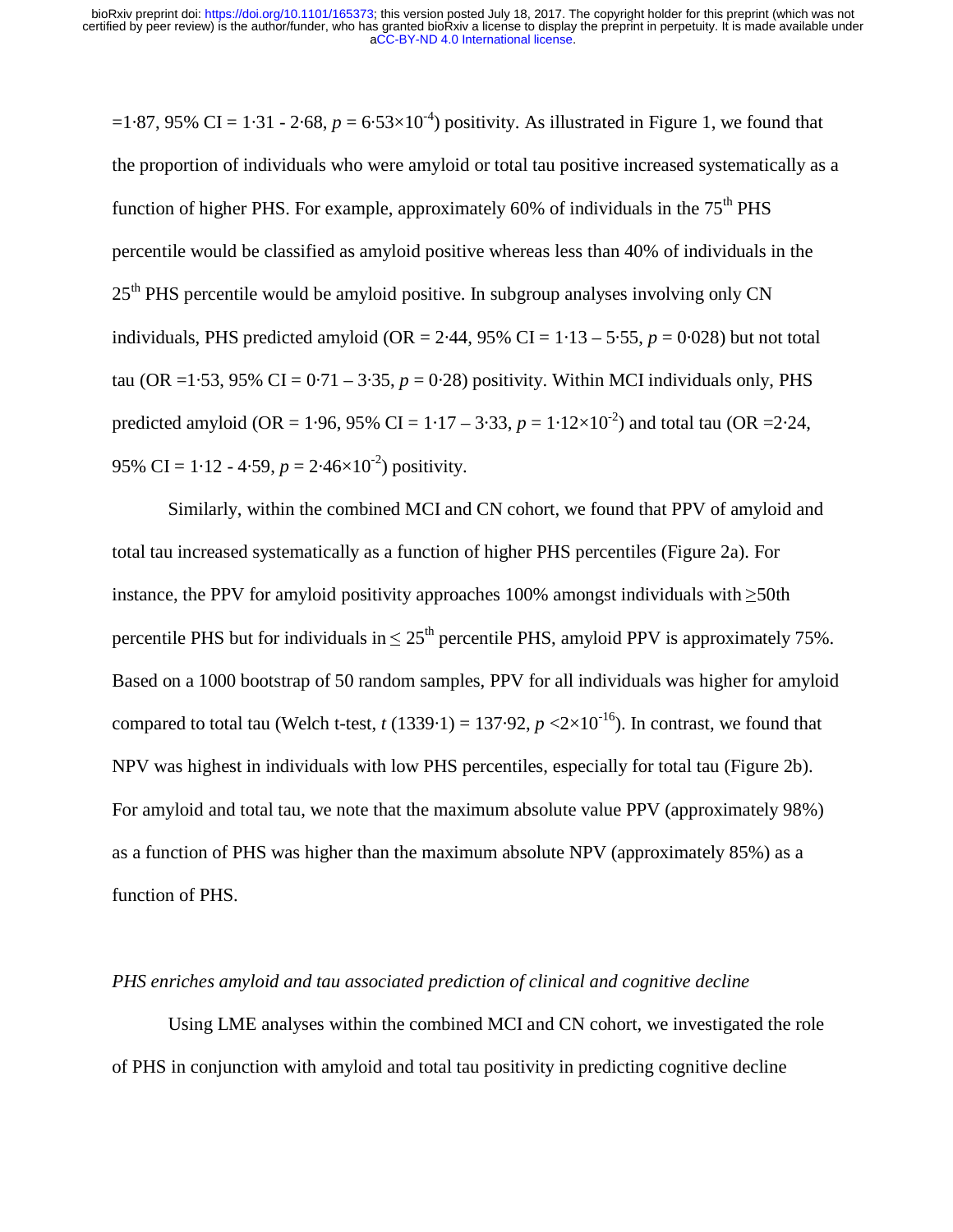=1·87, 95% CI = 1·31 - 2·68, $p = 6{\cdot}53{\times}10^{-4}$) positivity. As illustrated in Figure 1, we found that the proportion of individuals who were amyloid or total tau positive increased systematically as a function of higher PHS. For example, approximately 60% of individuals in the 75th PHS percentile would be classified as amyloid positive whereas less than 40% of individuals in the 25th PHS percentile would be amyloid positive. In subgroup analyses involving only CN individuals, PHS predicted amyloid (OR = 2·44, 95% CI = 1·13 – 5·55, $p = 0{\cdot}028$) but not total tau (OR =1·53, 95% CI = 0·71 – 3·35, $p = 0{\cdot}28$) positivity. Within MCI individuals only, PHS predicted amyloid (OR = 1·96, 95% CI = 1·17 – 3·33, $p = 1{\cdot}12{\times}10^{-2}$) and total tau (OR =2·24, 95% CI = 1·12 - 4·59, $p = 2{\cdot}46{\times}10^{-2}$) positivity.

Similarly, within the combined MCI and CN cohort, we found that PPV of amyloid and total tau increased systematically as a function of higher PHS percentiles (Figure 2a). For instance, the PPV for amyloid positivity approaches 100% amongst individuals with $\geq$50th percentile PHS but for individuals in $\leq$ 25th percentile PHS, amyloid PPV is approximately 75%. Based on a 1000 bootstrap of 50 random samples, PPV for all individuals was higher for amyloid compared to total tau (Welch t-test, $t\,(1339{\cdot}1) = 137{\cdot}92$, $p < 2{\times}10^{-16}$). In contrast, we found that NPV was highest in individuals with low PHS percentiles, especially for total tau (Figure 2b). For amyloid and total tau, we note that the maximum absolute value PPV (approximately 98%) as a function of PHS was higher than the maximum absolute NPV (approximately 85%) as a function of PHS.

*PHS enriches amyloid and tau associated prediction of clinical and cognitive decline*

Using LME analyses within the combined MCI and CN cohort, we investigated the role of PHS in conjunction with amyloid and total tau positivity in predicting cognitive decline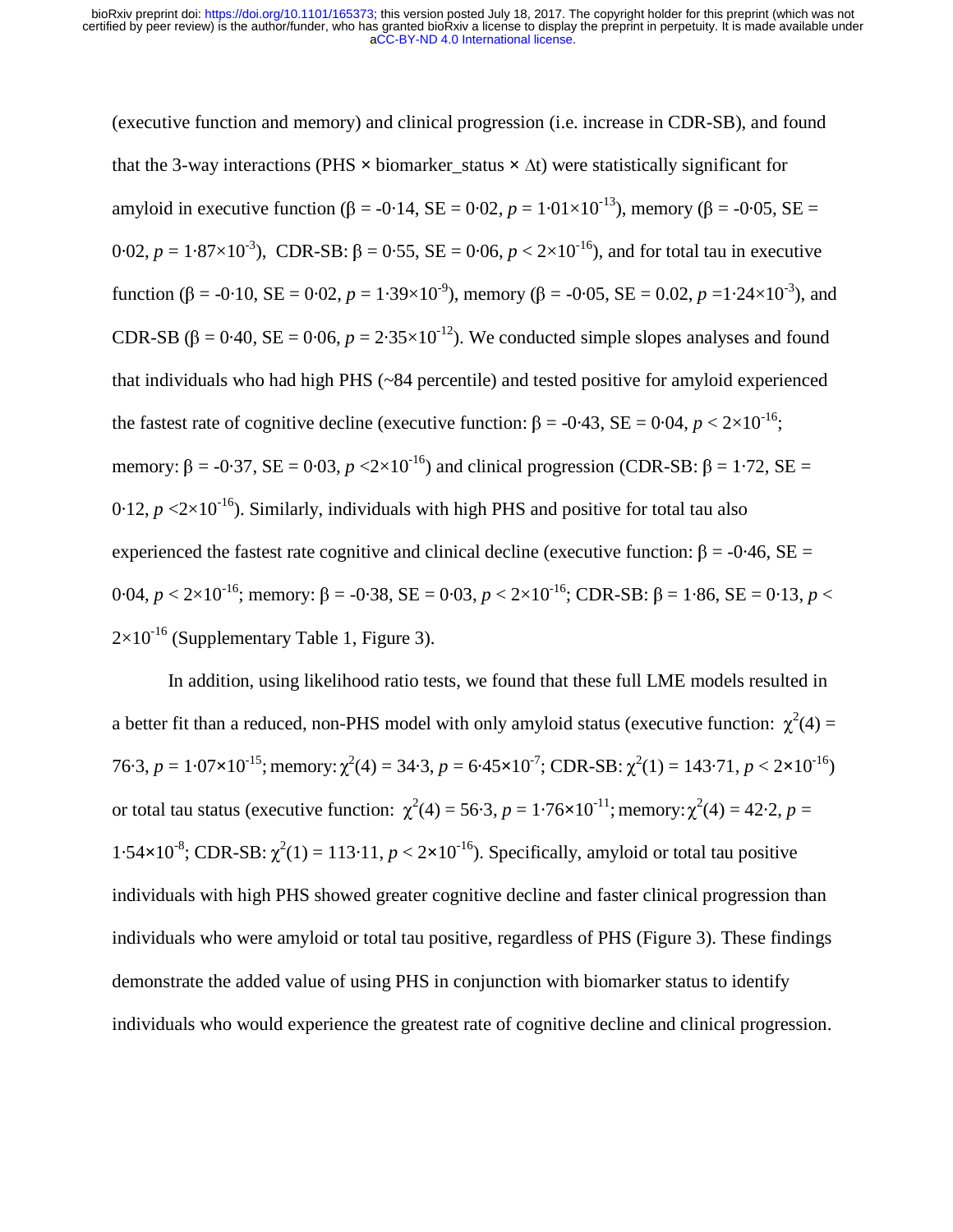(executive function and memory) and clinical progression (i.e. increase in CDR-SB), and found that the 3-way interactions (PHS × biomarker_status × Δt) were statistically significant for amyloid in executive function ($\beta$ = -0·14, SE = 0·02, $p$ = 1·01×10$^{-13}$), memory ($\beta$ = -0·05, SE = 0·02, $p$ = 1·87×10$^{-3}$), CDR-SB: $\beta$ = 0·55, SE = 0·06, $p$ < 2×10$^{-16}$), and for total tau in executive function ($\beta$ = -0·10, SE = 0·02, $p$ = 1·39×10$^{-9}$), memory ($\beta$ = -0·05, SE = 0.02, $p$ =1·24×10$^{-3}$), and CDR-SB ($\beta$ = 0·40, SE = 0·06, $p$ = 2·35×10$^{-12}$). We conducted simple slopes analyses and found that individuals who had high PHS (~84 percentile) and tested positive for amyloid experienced the fastest rate of cognitive decline (executive function: $\beta$ = -0·43, SE = 0·04, $p$ < 2×10$^{-16}$; memory: $\beta$ = -0·37, SE = 0·03, $p$ <2×10$^{-16}$) and clinical progression (CDR-SB: $\beta$ = 1·72, SE = 0·12, $p$ <2×10$^{-16}$). Similarly, individuals with high PHS and positive for total tau also experienced the fastest rate cognitive and clinical decline (executive function: $\beta$ = -0·46, SE = 0·04, $p$ < 2×10$^{-16}$; memory: $\beta$ = -0·38, SE = 0·03, $p$ < 2×10$^{-16}$; CDR-SB: $\beta$ = 1·86, SE = 0·13, $p$ < 2×10$^{-16}$ (Supplementary Table 1, Figure 3).

In addition, using likelihood ratio tests, we found that these full LME models resulted in a better fit than a reduced, non-PHS model with only amyloid status (executive function: $\chi^2(4)$ = 76·3, $p$ = 1·07×10$^{-15}$; memory: $\chi^2(4)$ = 34·3, $p$ = 6·45×10$^{-7}$; CDR-SB: $\chi^2(1)$ = 143·71, $p$ < 2×10$^{-16}$) or total tau status (executive function: $\chi^2(4)$ = 56·3, $p$ = 1·76×10$^{-11}$; memory: $\chi^2(4)$ = 42·2, $p$ = 1·54×10$^{-8}$; CDR-SB: $\chi^2(1)$ = 113·11, $p$ < 2×10$^{-16}$). Specifically, amyloid or total tau positive individuals with high PHS showed greater cognitive decline and faster clinical progression than individuals who were amyloid or total tau positive, regardless of PHS (Figure 3). These findings demonstrate the added value of using PHS in conjunction with biomarker status to identify individuals who would experience the greatest rate of cognitive decline and clinical progression.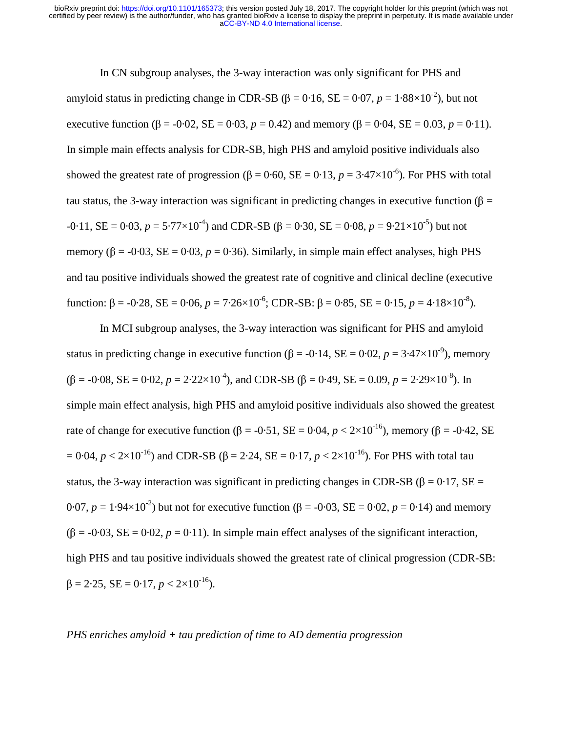In CN subgroup analyses, the 3-way interaction was only significant for PHS and amyloid status in predicting change in CDR-SB (β = 0·16, SE = 0·07, $p = 1{\cdot}88{\times}10^{-2}$), but not executive function (β = -0·02, SE = 0·03, $p$ = 0.42) and memory (β = 0·04, SE = 0.03, $p$ = 0·11). In simple main effects analysis for CDR-SB, high PHS and amyloid positive individuals also showed the greatest rate of progression (β = 0·60, SE = 0·13, $p = 3{\cdot}47{\times}10^{-6}$). For PHS with total tau status, the 3-way interaction was significant in predicting changes in executive function (β = -0·11, SE = 0·03, $p = 5{\cdot}77{\times}10^{-4}$) and CDR-SB (β = 0·30, SE = 0·08, $p = 9{\cdot}21{\times}10^{-5}$) but not memory (β = -0·03, SE = 0·03, $p$ = 0·36). Similarly, in simple main effect analyses, high PHS and tau positive individuals showed the greatest rate of cognitive and clinical decline (executive function: β = -0·28, SE = 0·06, $p = 7{\cdot}26{\times}10^{-6}$; CDR-SB: β = 0·85, SE = 0·15, $p = 4{\cdot}18{\times}10^{-8}$).

In MCI subgroup analyses, the 3-way interaction was significant for PHS and amyloid status in predicting change in executive function (β = -0·14, SE = 0·02, $p = 3{\cdot}47{\times}10^{-9}$), memory (β = -0·08, SE = 0·02, $p = 2{\cdot}22{\times}10^{-4}$), and CDR-SB (β = 0·49, SE = 0.09, $p = 2{\cdot}29{\times}10^{-8}$). In simple main effect analysis, high PHS and amyloid positive individuals also showed the greatest rate of change for executive function (β = -0·51, SE = 0·04, $p < 2{\times}10^{-16}$), memory (β = -0·42, SE = 0·04, $p < 2{\times}10^{-16}$) and CDR-SB (β = 2·24, SE = 0·17, $p < 2{\times}10^{-16}$). For PHS with total tau status, the 3-way interaction was significant in predicting changes in CDR-SB (β = 0·17, SE = 0·07, $p = 1{\cdot}94{\times}10^{-2}$) but not for executive function (β = -0·03, SE = 0·02, $p$ = 0·14) and memory (β = -0·03, SE = 0·02, $p$ = 0·11). In simple main effect analyses of the significant interaction, high PHS and tau positive individuals showed the greatest rate of clinical progression (CDR-SB: β = 2·25, SE = 0·17, $p < 2{\times}10^{-16}$).

*PHS enriches amyloid + tau prediction of time to AD dementia progression*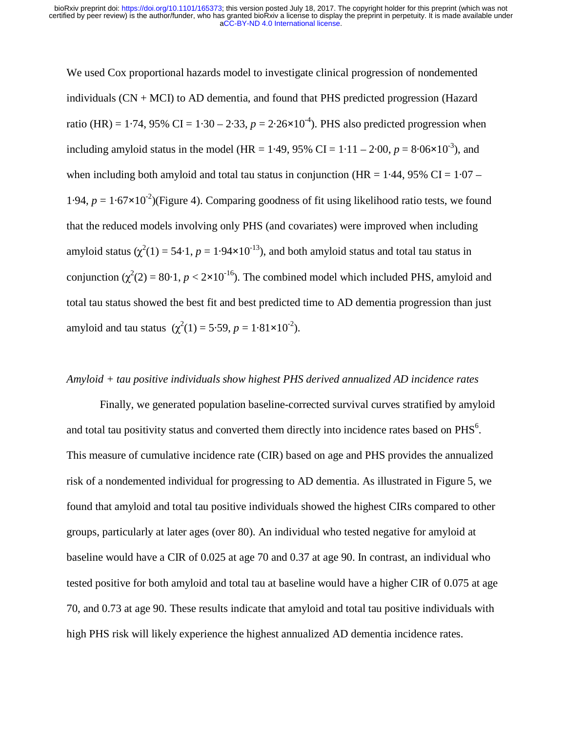We used Cox proportional hazards model to investigate clinical progression of nondemented individuals (CN + MCI) to AD dementia, and found that PHS predicted progression (Hazard ratio (HR) = 1·74, 95% CI = 1·30 – 2·33, $p = 2{\cdot}26{\times}10^{-4}$). PHS also predicted progression when including amyloid status in the model (HR = 1·49, 95% CI = 1·11 – 2·00, $p = 8{\cdot}06{\times}10^{-3}$), and when including both amyloid and total tau status in conjunction (HR = 1·44, 95% CI = 1·07 – 1·94, $p = 1{\cdot}67{\times}10^{-2}$)(Figure 4). Comparing goodness of fit using likelihood ratio tests, we found that the reduced models involving only PHS (and covariates) were improved when including amyloid status ($\chi^2(1) = 54{\cdot}1$, $p = 1{\cdot}94{\times}10^{-13}$), and both amyloid status and total tau status in conjunction ($\chi^2(2) = 80{\cdot}1$, $p < 2{\times}10^{-16}$). The combined model which included PHS, amyloid and total tau status showed the best fit and best predicted time to AD dementia progression than just amyloid and tau status ($\chi^2(1) = 5{\cdot}59$, $p = 1{\cdot}81{\times}10^{-2}$).

*Amyloid + tau positive individuals show highest PHS derived annualized AD incidence rates*

Finally, we generated population baseline-corrected survival curves stratified by amyloid and total tau positivity status and converted them directly into incidence rates based on PHS[6]. This measure of cumulative incidence rate (CIR) based on age and PHS provides the annualized risk of a nondemented individual for progressing to AD dementia. As illustrated in Figure 5, we found that amyloid and total tau positive individuals showed the highest CIRs compared to other groups, particularly at later ages (over 80). An individual who tested negative for amyloid at baseline would have a CIR of 0.025 at age 70 and 0.37 at age 90. In contrast, an individual who tested positive for both amyloid and total tau at baseline would have a higher CIR of 0.075 at age 70, and 0.73 at age 90. These results indicate that amyloid and total tau positive individuals with high PHS risk will likely experience the highest annualized AD dementia incidence rates.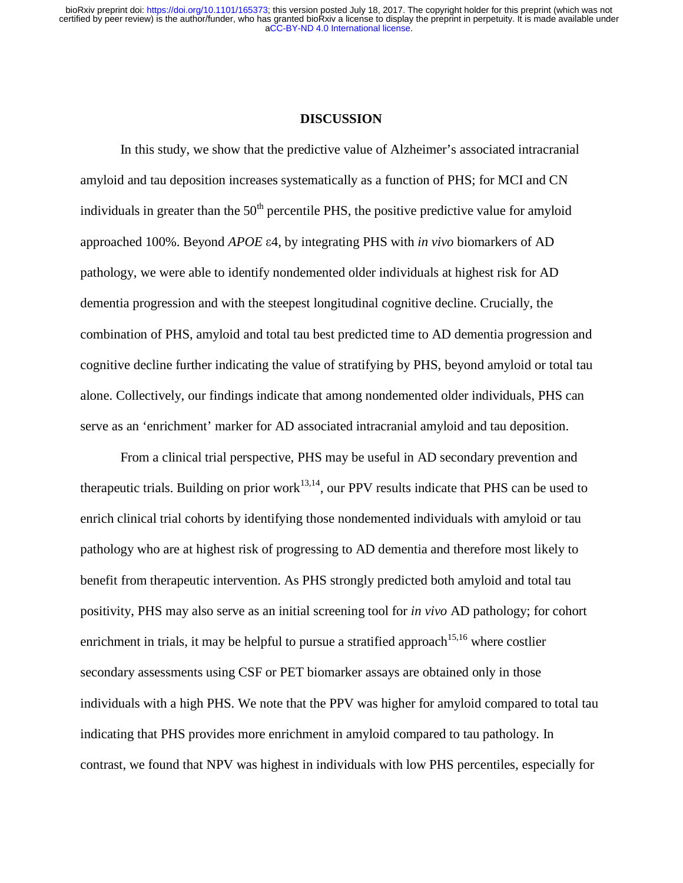## DISCUSSION

In this study, we show that the predictive value of Alzheimer's associated intracranial amyloid and tau deposition increases systematically as a function of PHS; for MCI and CN individuals in greater than the $50^{th}$ percentile PHS, the positive predictive value for amyloid approached 100%. Beyond *APOE* ε4, by integrating PHS with *in vivo* biomarkers of AD pathology, we were able to identify nondemented older individuals at highest risk for AD dementia progression and with the steepest longitudinal cognitive decline. Crucially, the combination of PHS, amyloid and total tau best predicted time to AD dementia progression and cognitive decline further indicating the value of stratifying by PHS, beyond amyloid or total tau alone. Collectively, our findings indicate that among nondemented older individuals, PHS can serve as an 'enrichment' marker for AD associated intracranial amyloid and tau deposition.

From a clinical trial perspective, PHS may be useful in AD secondary prevention and therapeutic trials. Building on prior work[13,14], our PPV results indicate that PHS can be used to enrich clinical trial cohorts by identifying those nondemented individuals with amyloid or tau pathology who are at highest risk of progressing to AD dementia and therefore most likely to benefit from therapeutic intervention. As PHS strongly predicted both amyloid and total tau positivity, PHS may also serve as an initial screening tool for *in vivo* AD pathology; for cohort enrichment in trials, it may be helpful to pursue a stratified approach[15,16] where costlier secondary assessments using CSF or PET biomarker assays are obtained only in those individuals with a high PHS. We note that the PPV was higher for amyloid compared to total tau indicating that PHS provides more enrichment in amyloid compared to tau pathology. In contrast, we found that NPV was highest in individuals with low PHS percentiles, especially for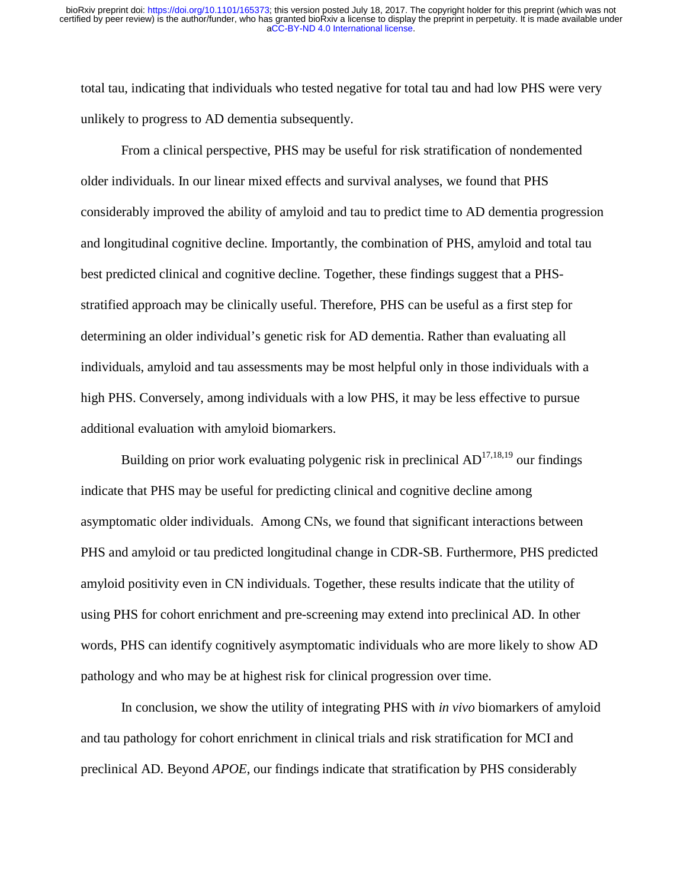total tau, indicating that individuals who tested negative for total tau and had low PHS were very unlikely to progress to AD dementia subsequently.

From a clinical perspective, PHS may be useful for risk stratification of nondemented older individuals. In our linear mixed effects and survival analyses, we found that PHS considerably improved the ability of amyloid and tau to predict time to AD dementia progression and longitudinal cognitive decline. Importantly, the combination of PHS, amyloid and total tau best predicted clinical and cognitive decline. Together, these findings suggest that a PHS-stratified approach may be clinically useful. Therefore, PHS can be useful as a first step for determining an older individual's genetic risk for AD dementia. Rather than evaluating all individuals, amyloid and tau assessments may be most helpful only in those individuals with a high PHS. Conversely, among individuals with a low PHS, it may be less effective to pursue additional evaluation with amyloid biomarkers.

Building on prior work evaluating polygenic risk in preclinical AD[17,18,19] our findings indicate that PHS may be useful for predicting clinical and cognitive decline among asymptomatic older individuals. Among CNs, we found that significant interactions between PHS and amyloid or tau predicted longitudinal change in CDR-SB. Furthermore, PHS predicted amyloid positivity even in CN individuals. Together, these results indicate that the utility of using PHS for cohort enrichment and pre-screening may extend into preclinical AD. In other words, PHS can identify cognitively asymptomatic individuals who are more likely to show AD pathology and who may be at highest risk for clinical progression over time.

In conclusion, we show the utility of integrating PHS with *in vivo* biomarkers of amyloid and tau pathology for cohort enrichment in clinical trials and risk stratification for MCI and preclinical AD. Beyond *APOE*, our findings indicate that stratification by PHS considerably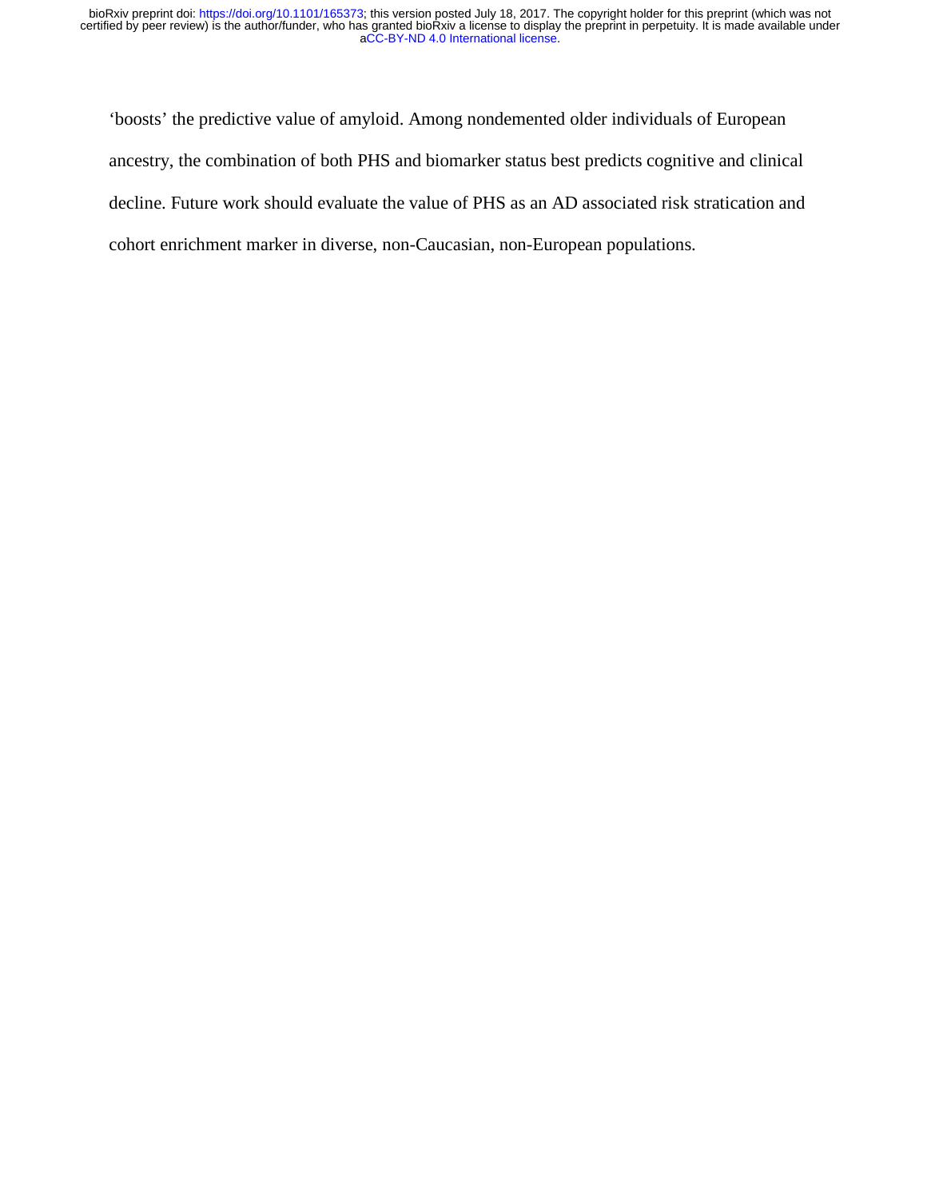'boosts' the predictive value of amyloid. Among nondemented older individuals of European ancestry, the combination of both PHS and biomarker status best predicts cognitive and clinical decline. Future work should evaluate the value of PHS as an AD associated risk stratication and cohort enrichment marker in diverse, non-Caucasian, non-European populations.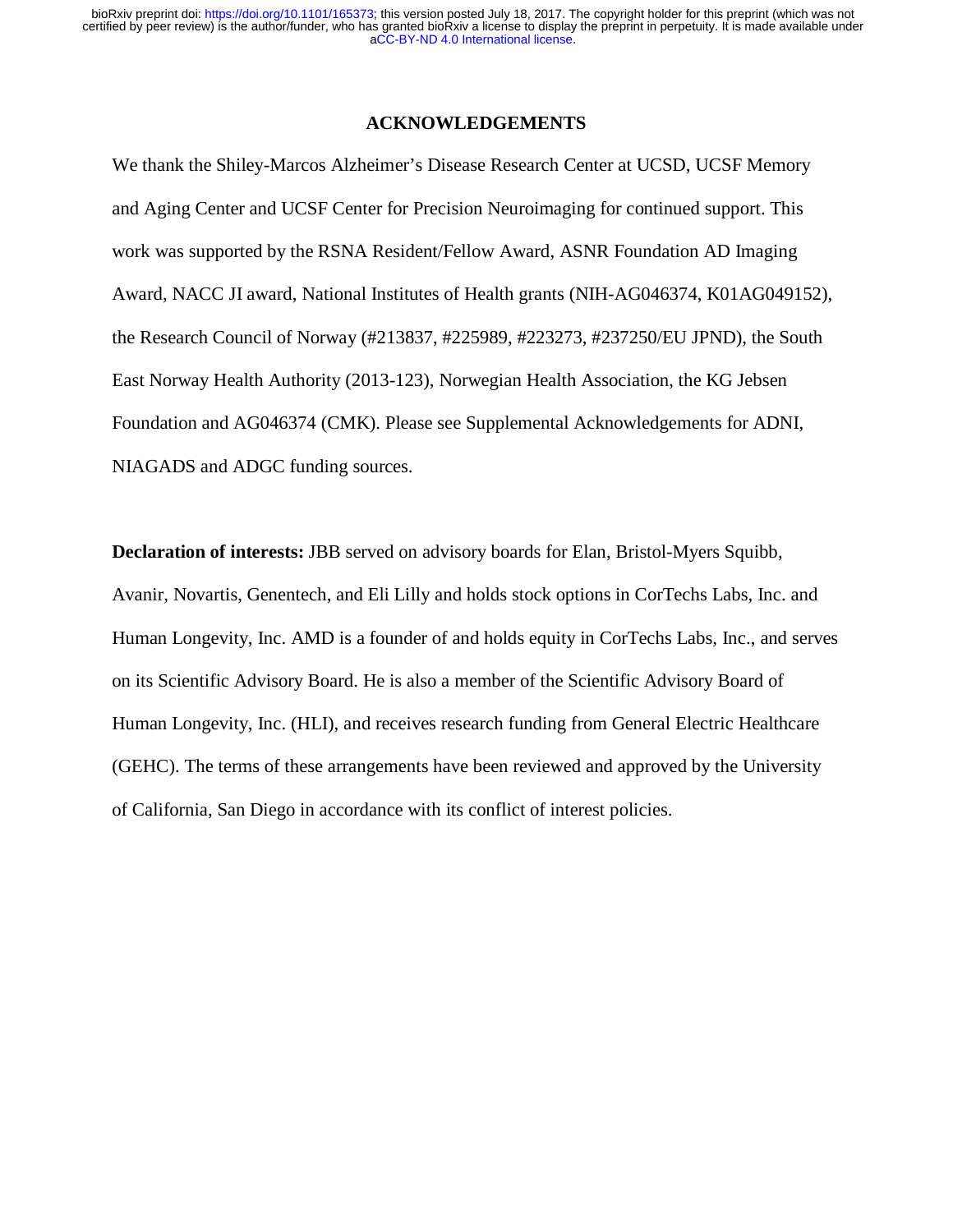## ACKNOWLEDGEMENTS

We thank the Shiley-Marcos Alzheimer's Disease Research Center at UCSD, UCSF Memory and Aging Center and UCSF Center for Precision Neuroimaging for continued support. This work was supported by the RSNA Resident/Fellow Award, ASNR Foundation AD Imaging Award, NACC JI award, National Institutes of Health grants (NIH-AG046374, K01AG049152), the Research Council of Norway (#213837, #225989, #223273, #237250/EU JPND), the South East Norway Health Authority (2013-123), Norwegian Health Association, the KG Jebsen Foundation and AG046374 (CMK). Please see Supplemental Acknowledgements for ADNI, NIAGADS and ADGC funding sources.

**Declaration of interests:** JBB served on advisory boards for Elan, Bristol-Myers Squibb, Avanir, Novartis, Genentech, and Eli Lilly and holds stock options in CorTechs Labs, Inc. and Human Longevity, Inc. AMD is a founder of and holds equity in CorTechs Labs, Inc., and serves on its Scientific Advisory Board. He is also a member of the Scientific Advisory Board of Human Longevity, Inc. (HLI), and receives research funding from General Electric Healthcare (GEHC). The terms of these arrangements have been reviewed and approved by the University of California, San Diego in accordance with its conflict of interest policies.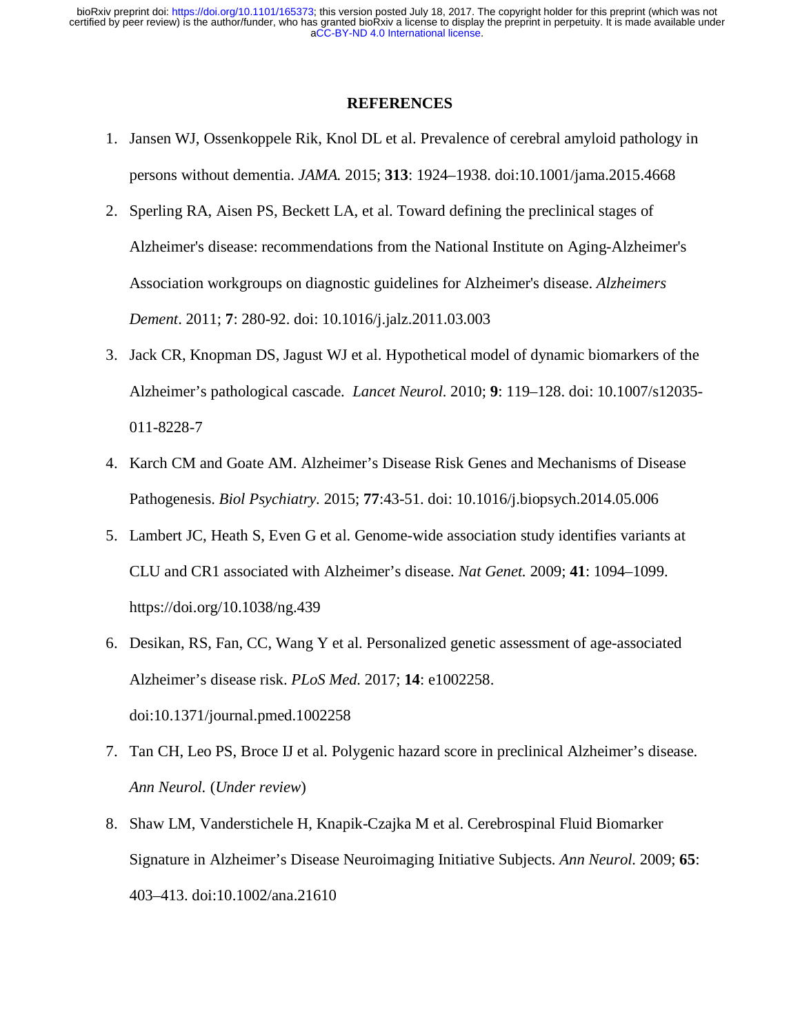## REFERENCES

1. Jansen WJ, Ossenkoppele Rik, Knol DL et al. Prevalence of cerebral amyloid pathology in persons without dementia. *JAMA.* 2015; **313**: 1924–1938. doi:10.1001/jama.2015.4668
2. Sperling RA, Aisen PS, Beckett LA, et al. Toward defining the preclinical stages of Alzheimer's disease: recommendations from the National Institute on Aging-Alzheimer's Association workgroups on diagnostic guidelines for Alzheimer's disease. *Alzheimers Dement*. 2011; **7**: 280-92. doi: 10.1016/j.jalz.2011.03.003
3. Jack CR, Knopman DS, Jagust WJ et al. Hypothetical model of dynamic biomarkers of the Alzheimer's pathological cascade. *Lancet Neurol.* 2010; **9**: 119–128. doi: 10.1007/s12035-011-8228-7
4. Karch CM and Goate AM. Alzheimer's Disease Risk Genes and Mechanisms of Disease Pathogenesis. *Biol Psychiatry.* 2015; **77**:43-51. doi: 10.1016/j.biopsych.2014.05.006
5. Lambert JC, Heath S, Even G et al. Genome-wide association study identifies variants at CLU and CR1 associated with Alzheimer's disease. *Nat Genet.* 2009; **41**: 1094–1099. https://doi.org/10.1038/ng.439
6. Desikan, RS, Fan, CC, Wang Y et al. Personalized genetic assessment of age-associated Alzheimer's disease risk. *PLoS Med.* 2017; **14**: e1002258. doi:10.1371/journal.pmed.1002258
7. Tan CH, Leo PS, Broce IJ et al. Polygenic hazard score in preclinical Alzheimer's disease. *Ann Neurol.* (*Under review*)
8. Shaw LM, Vanderstichele H, Knapik-Czajka M et al. Cerebrospinal Fluid Biomarker Signature in Alzheimer's Disease Neuroimaging Initiative Subjects. *Ann Neurol.* 2009; **65**: 403–413. doi:10.1002/ana.21610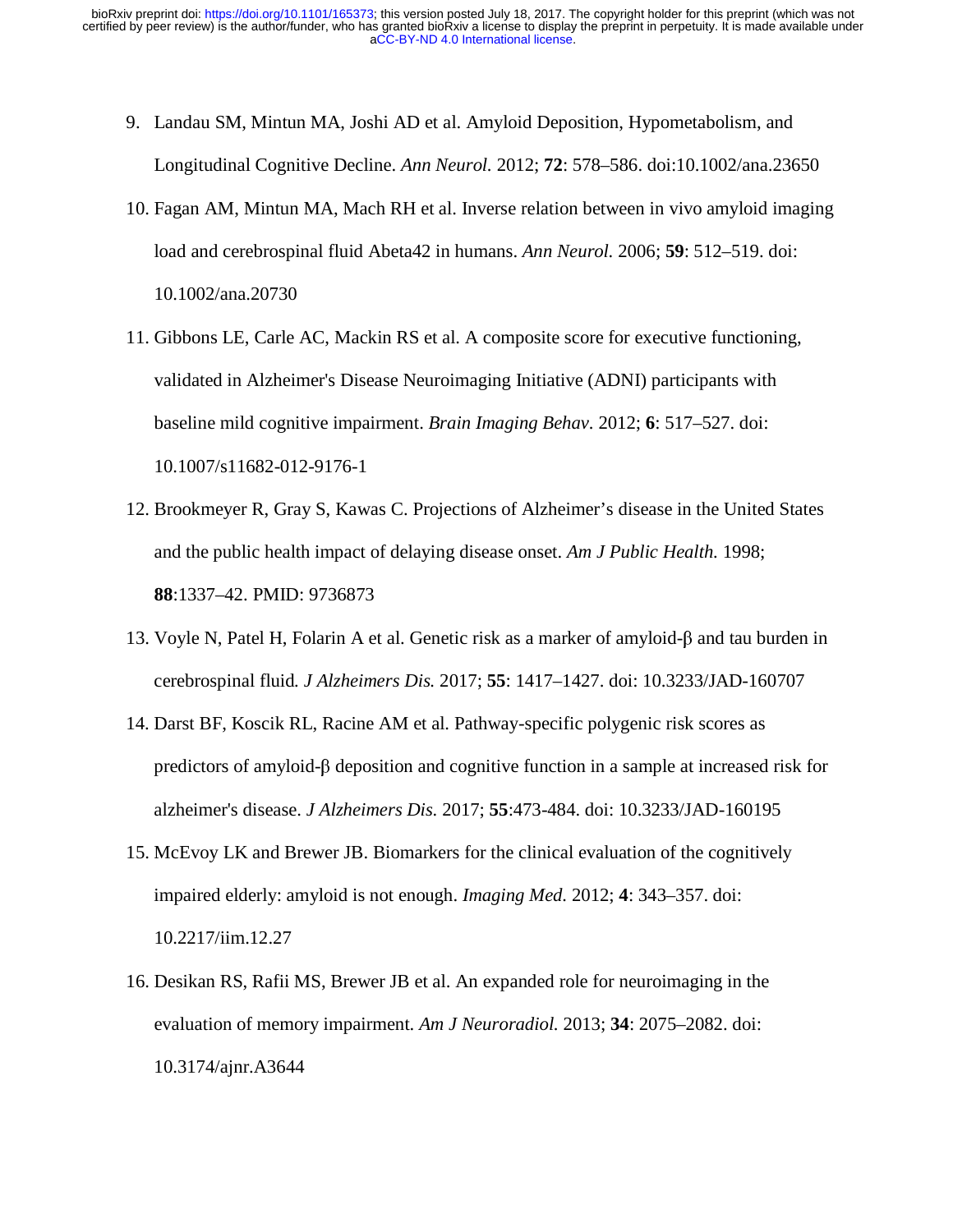9. Landau SM, Mintun MA, Joshi AD et al. Amyloid Deposition, Hypometabolism, and Longitudinal Cognitive Decline. *Ann Neurol.* 2012; **72**: 578–586. doi:10.1002/ana.23650
10. Fagan AM, Mintun MA, Mach RH et al. Inverse relation between in vivo amyloid imaging load and cerebrospinal fluid Abeta42 in humans. *Ann Neurol.* 2006; **59**: 512–519. doi: 10.1002/ana.20730
11. Gibbons LE, Carle AC, Mackin RS et al. A composite score for executive functioning, validated in Alzheimer's Disease Neuroimaging Initiative (ADNI) participants with baseline mild cognitive impairment. *Brain Imaging Behav.* 2012; **6**: 517–527. doi: 10.1007/s11682-012-9176-1
12. Brookmeyer R, Gray S, Kawas C. Projections of Alzheimer's disease in the United States and the public health impact of delaying disease onset. *Am J Public Health.* 1998; **88**:1337–42. PMID: 9736873
13. Voyle N, Patel H, Folarin A et al. Genetic risk as a marker of amyloid-β and tau burden in cerebrospinal fluid. *J Alzheimers Dis.* 2017; **55**: 1417–1427. doi: 10.3233/JAD-160707
14. Darst BF, Koscik RL, Racine AM et al. Pathway-specific polygenic risk scores as predictors of amyloid-β deposition and cognitive function in a sample at increased risk for alzheimer's disease. *J Alzheimers Dis.* 2017; **55**:473-484. doi: 10.3233/JAD-160195
15. McEvoy LK and Brewer JB. Biomarkers for the clinical evaluation of the cognitively impaired elderly: amyloid is not enough. *Imaging Med.* 2012; **4**: 343–357. doi: 10.2217/iim.12.27
16. Desikan RS, Rafii MS, Brewer JB et al. An expanded role for neuroimaging in the evaluation of memory impairment. *Am J Neuroradiol.* 2013; **34**: 2075–2082. doi: 10.3174/ajnr.A3644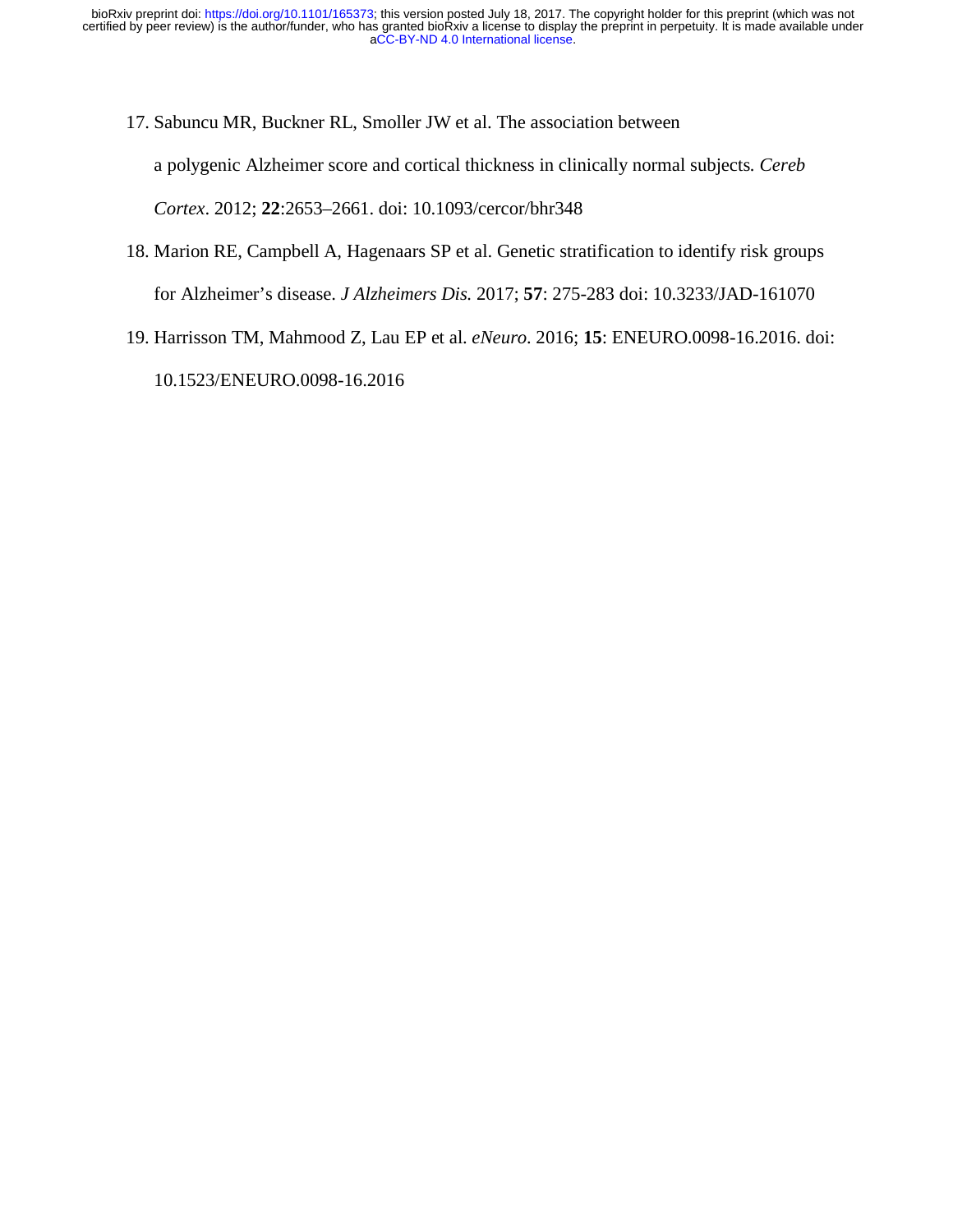17. Sabuncu MR, Buckner RL, Smoller JW et al. The association between a polygenic Alzheimer score and cortical thickness in clinically normal subjects. *Cereb Cortex*. 2012; **22**:2653–2661. doi: 10.1093/cercor/bhr348
18. Marion RE, Campbell A, Hagenaars SP et al. Genetic stratification to identify risk groups for Alzheimer's disease. *J Alzheimers Dis.* 2017; **57**: 275-283 doi: 10.3233/JAD-161070
19. Harrisson TM, Mahmood Z, Lau EP et al. *eNeuro*. 2016; **15**: ENEURO.0098-16.2016. doi: 10.1523/ENEURO.0098-16.2016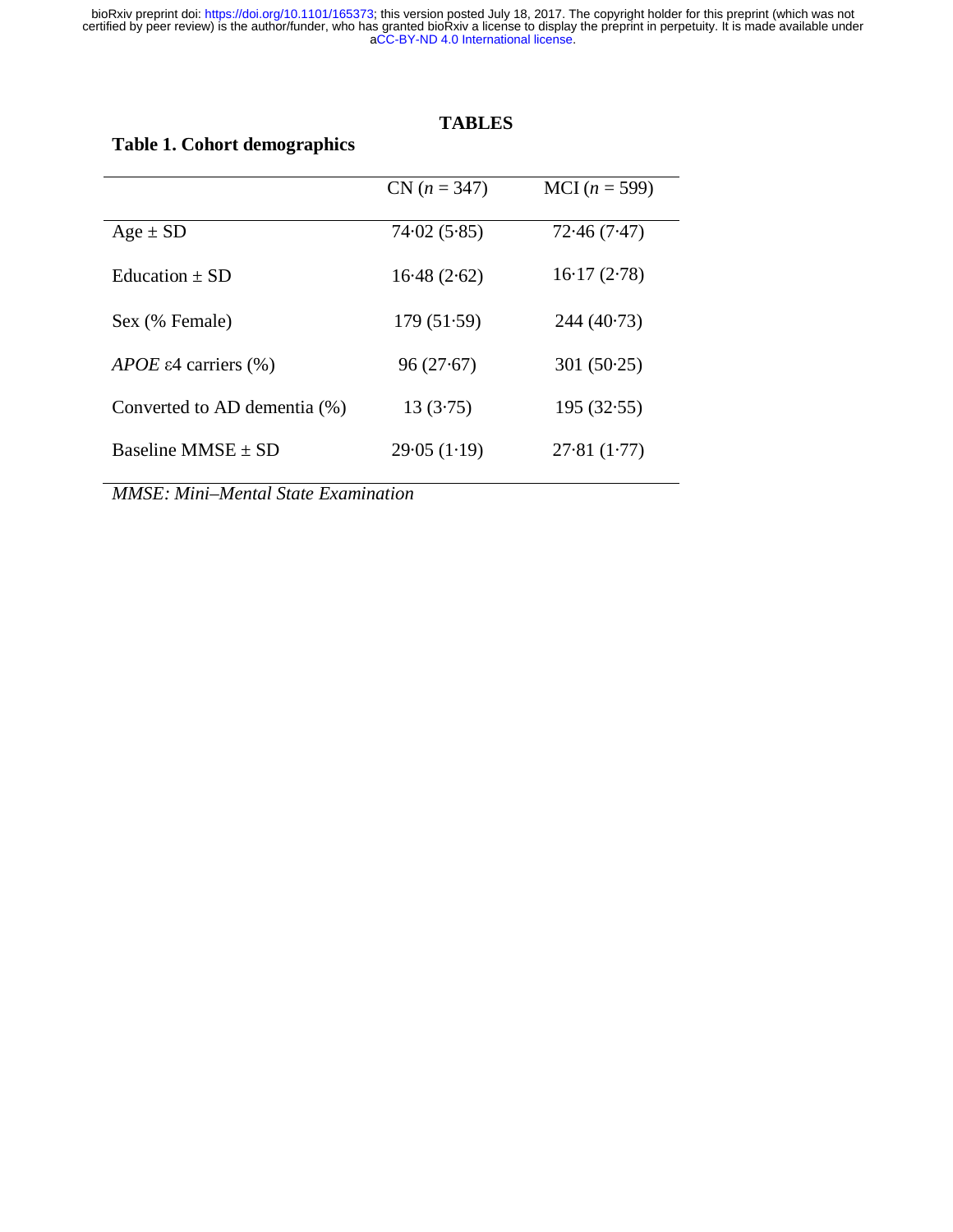## TABLES

### Table 1. Cohort demographics

| | CN ($n$ = 347) | MCI ($n$ = 599) |
|---|---|---|
| Age ± SD | 74·02 (5·85) | 72·46 (7·47) |
| Education ± SD | 16·48 (2·62) | 16·17 (2·78) |
| Sex (% Female) | 179 (51·59) | 244 (40·73) |
| *APOE* ε4 carriers (%) | 96 (27·67) | 301 (50·25) |
| Converted to AD dementia (%) | 13 (3·75) | 195 (32·55) |
| Baseline MMSE ± SD | 29·05 (1·19) | 27·81 (1·77) |

*MMSE: Mini–Mental State Examination*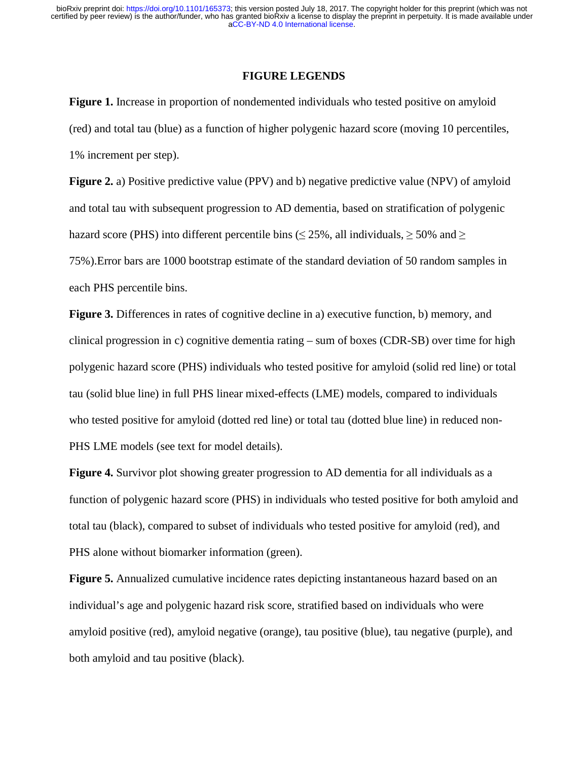## FIGURE LEGENDS

**Figure 1.** Increase in proportion of nondemented individuals who tested positive on amyloid (red) and total tau (blue) as a function of higher polygenic hazard score (moving 10 percentiles, 1% increment per step).

**Figure 2.** a) Positive predictive value (PPV) and b) negative predictive value (NPV) of amyloid and total tau with subsequent progression to AD dementia, based on stratification of polygenic hazard score (PHS) into different percentile bins (≤ 25%, all individuals, ≥ 50% and ≥ 75%).Error bars are 1000 bootstrap estimate of the standard deviation of 50 random samples in each PHS percentile bins.

**Figure 3.** Differences in rates of cognitive decline in a) executive function, b) memory, and clinical progression in c) cognitive dementia rating – sum of boxes (CDR-SB) over time for high polygenic hazard score (PHS) individuals who tested positive for amyloid (solid red line) or total tau (solid blue line) in full PHS linear mixed-effects (LME) models, compared to individuals who tested positive for amyloid (dotted red line) or total tau (dotted blue line) in reduced non-PHS LME models (see text for model details).

**Figure 4.** Survivor plot showing greater progression to AD dementia for all individuals as a function of polygenic hazard score (PHS) in individuals who tested positive for both amyloid and total tau (black), compared to subset of individuals who tested positive for amyloid (red), and PHS alone without biomarker information (green).

**Figure 5.** Annualized cumulative incidence rates depicting instantaneous hazard based on an individual's age and polygenic hazard risk score, stratified based on individuals who were amyloid positive (red), amyloid negative (orange), tau positive (blue), tau negative (purple), and both amyloid and tau positive (black).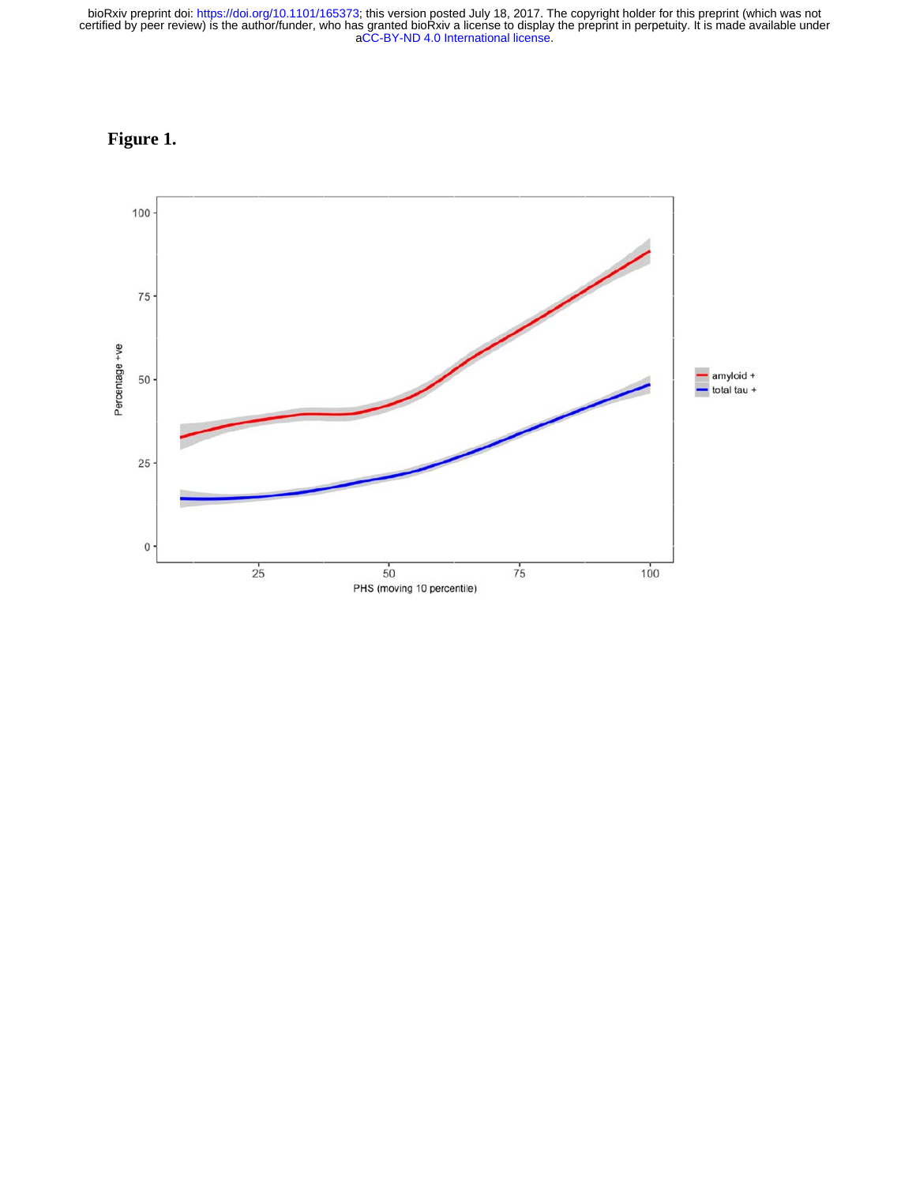**Figure 1.**

100
75
50
25
0

Percentage +ve

25
50
75
100

PHS (moving 10 percentile)

amyloid +
total tau +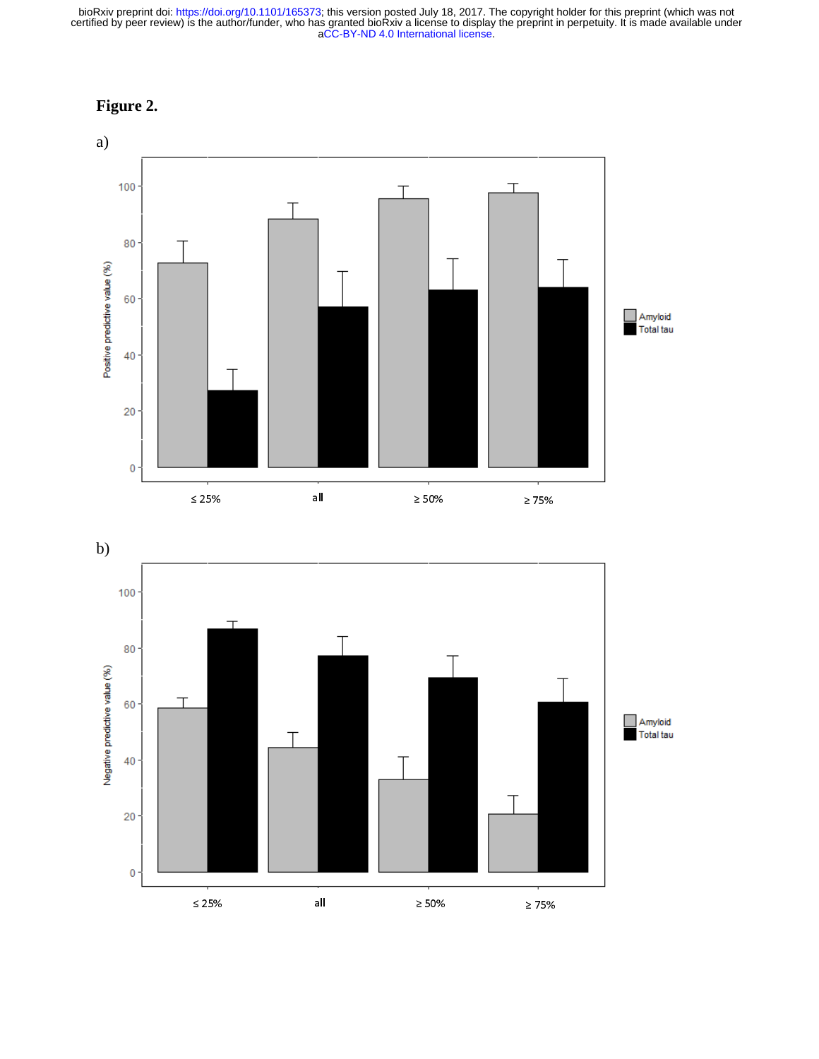**Figure 2.**

a)

Positive predictive value (%)

100

80

60

40

20

0

≤ 25%

all

≥ 50%

≥ 75%

Amyloid

Total tau

b)

Negative predictive value (%)

100

80

60

40

20

0

≤ 25%

all

≥ 50%

≥ 75%

Amyloid

Total tau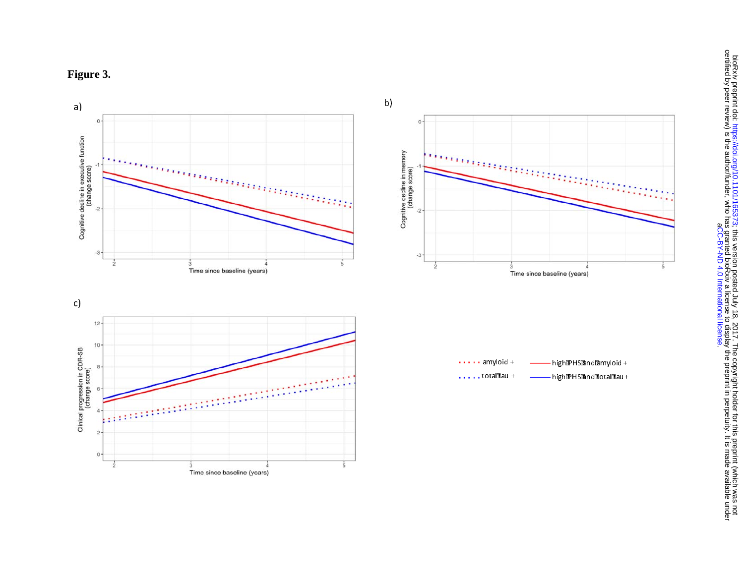**Figure 3.**

a)

Cognitive decline in executive function (change score)

0

-1

-2

-3

2

3

4

5

Time since baseline (years)

b)

Cognitive decline in memory (change score)

0

-1

-2

-3

2

3

4

5

Time since baseline (years)

c)

Clinical progression in CDR-SB (change score)

12

10

8

6

4

2

0

2

3

4

5

Time since baseline (years)

amyloid +

total tau +

high PHS and amyloid +

high PHS and total tau +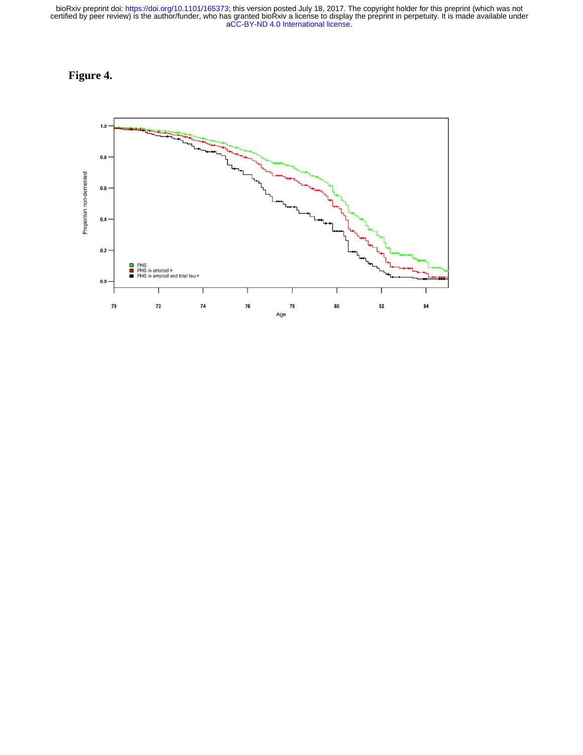**Figure 4.**

Proportion non-demented

1.0
0.8
0.6
0.4
0.2
0.0

PHS
PHS in amyloid +
PHS in amyloid and total tau +

70
72
74
76
78
80
82
84

Age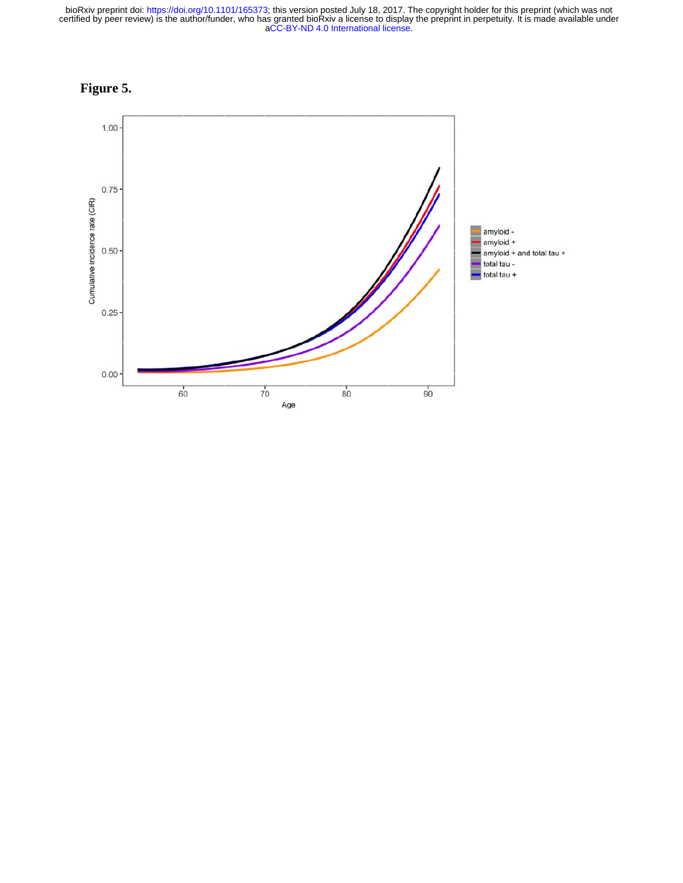**Figure 5.**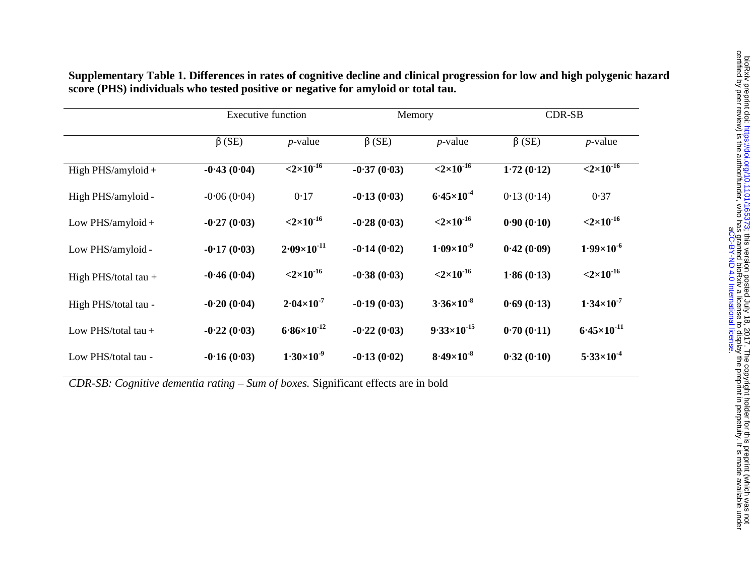**Supplementary Table 1. Differences in rates of cognitive decline and clinical progression for low and high polygenic hazard score (PHS) individuals who tested positive or negative for amyloid or total tau.**

| | Executive function | | Memory | | CDR-SB | |
|---|---|---|---|---|---|---|
| | β (SE) | *p*-value | β (SE) | *p*-value | β (SE) | *p*-value |
| High PHS/amyloid + | **-0·43 (0·04)** | **$<2\times10^{-16}$** | **-0·37 (0·03)** | **$<2\times10^{-16}$** | **1·72 (0·12)** | **$<2\times10^{-16}$** |
| High PHS/amyloid - | -0·06 (0·04) | 0·17 | **-0·13 (0·03)** | **$6{\cdot}45\times10^{-4}$** | 0·13 (0·14) | 0·37 |
| Low PHS/amyloid + | **-0·27 (0·03)** | **$<2\times10^{-16}$** | **-0·28 (0·03)** | **$<2\times10^{-16}$** | **0·90 (0·10)** | **$<2\times10^{-16}$** |
| Low PHS/amyloid - | **-0·17 (0·03)** | **$2{\cdot}09\times10^{-11}$** | **-0·14 (0·02)** | **$1{\cdot}09\times10^{-9}$** | **0·42 (0·09)** | **$1{\cdot}99\times10^{-6}$** |
| High PHS/total tau + | **-0·46 (0·04)** | **$<2\times10^{-16}$** | **-0·38 (0·03)** | **$<2\times10^{-16}$** | **1·86 (0·13)** | **$<2\times10^{-16}$** |
| High PHS/total tau - | **-0·20 (0·04)** | **$2{\cdot}04\times10^{-7}$** | **-0·19 (0·03)** | **$3{\cdot}36\times10^{-8}$** | **0·69 (0·13)** | **$1{\cdot}34\times10^{-7}$** |
| Low PHS/total tau + | **-0·22 (0·03)** | **$6{\cdot}86\times10^{-12}$** | **-0·22 (0·03)** | **$9{\cdot}33\times10^{-15}$** | **0·70 (0·11)** | **$6{\cdot}45\times10^{-11}$** |
| Low PHS/total tau - | **-0·16 (0·03)** | **$1{\cdot}30\times10^{-9}$** | **-0·13 (0·02)** | **$8{\cdot}49\times10^{-8}$** | **0·32 (0·10)** | **$5{\cdot}33\times10^{-4}$** |

*CDR-SB: Cognitive dementia rating – Sum of boxes.* Significant effects are in bold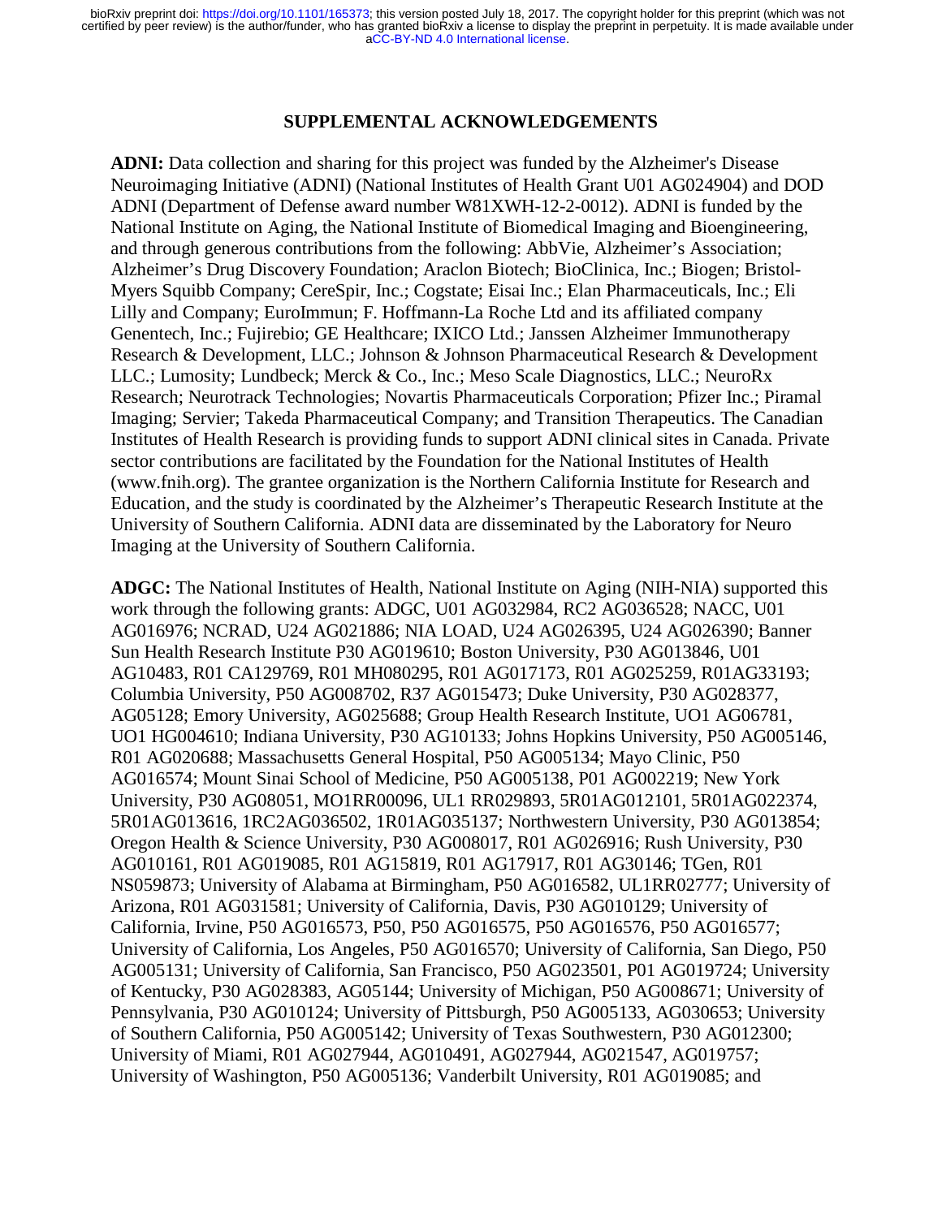## SUPPLEMENTAL ACKNOWLEDGEMENTS

**ADNI:** Data collection and sharing for this project was funded by the Alzheimer's Disease Neuroimaging Initiative (ADNI) (National Institutes of Health Grant U01 AG024904) and DOD ADNI (Department of Defense award number W81XWH-12-2-0012). ADNI is funded by the National Institute on Aging, the National Institute of Biomedical Imaging and Bioengineering, and through generous contributions from the following: AbbVie, Alzheimer's Association; Alzheimer's Drug Discovery Foundation; Araclon Biotech; BioClinica, Inc.; Biogen; Bristol-Myers Squibb Company; CereSpir, Inc.; Cogstate; Eisai Inc.; Elan Pharmaceuticals, Inc.; Eli Lilly and Company; EuroImmun; F. Hoffmann-La Roche Ltd and its affiliated company Genentech, Inc.; Fujirebio; GE Healthcare; IXICO Ltd.; Janssen Alzheimer Immunotherapy Research & Development, LLC.; Johnson & Johnson Pharmaceutical Research & Development LLC.; Lumosity; Lundbeck; Merck & Co., Inc.; Meso Scale Diagnostics, LLC.; NeuroRx Research; Neurotrack Technologies; Novartis Pharmaceuticals Corporation; Pfizer Inc.; Piramal Imaging; Servier; Takeda Pharmaceutical Company; and Transition Therapeutics. The Canadian Institutes of Health Research is providing funds to support ADNI clinical sites in Canada. Private sector contributions are facilitated by the Foundation for the National Institutes of Health (www.fnih.org). The grantee organization is the Northern California Institute for Research and Education, and the study is coordinated by the Alzheimer's Therapeutic Research Institute at the University of Southern California. ADNI data are disseminated by the Laboratory for Neuro Imaging at the University of Southern California.

**ADGC:** The National Institutes of Health, National Institute on Aging (NIH-NIA) supported this work through the following grants: ADGC, U01 AG032984, RC2 AG036528; NACC, U01 AG016976; NCRAD, U24 AG021886; NIA LOAD, U24 AG026395, U24 AG026390; Banner Sun Health Research Institute P30 AG019610; Boston University, P30 AG013846, U01 AG10483, R01 CA129769, R01 MH080295, R01 AG017173, R01 AG025259, R01AG33193; Columbia University, P50 AG008702, R37 AG015473; Duke University, P30 AG028377, AG05128; Emory University, AG025688; Group Health Research Institute, UO1 AG06781, UO1 HG004610; Indiana University, P30 AG10133; Johns Hopkins University, P50 AG005146, R01 AG020688; Massachusetts General Hospital, P50 AG005134; Mayo Clinic, P50 AG016574; Mount Sinai School of Medicine, P50 AG005138, P01 AG002219; New York University, P30 AG08051, MO1RR00096, UL1 RR029893, 5R01AG012101, 5R01AG022374, 5R01AG013616, 1RC2AG036502, 1R01AG035137; Northwestern University, P30 AG013854; Oregon Health & Science University, P30 AG008017, R01 AG026916; Rush University, P30 AG010161, R01 AG019085, R01 AG15819, R01 AG17917, R01 AG30146; TGen, R01 NS059873; University of Alabama at Birmingham, P50 AG016582, UL1RR02777; University of Arizona, R01 AG031581; University of California, Davis, P30 AG010129; University of California, Irvine, P50 AG016573, P50, P50 AG016575, P50 AG016576, P50 AG016577; University of California, Los Angeles, P50 AG016570; University of California, San Diego, P50 AG005131; University of California, San Francisco, P50 AG023501, P01 AG019724; University of Kentucky, P30 AG028383, AG05144; University of Michigan, P50 AG008671; University of Pennsylvania, P30 AG010124; University of Pittsburgh, P50 AG005133, AG030653; University of Southern California, P50 AG005142; University of Texas Southwestern, P30 AG012300; University of Miami, R01 AG027944, AG010491, AG027944, AG021547, AG019757; University of Washington, P50 AG005136; Vanderbilt University, R01 AG019085; and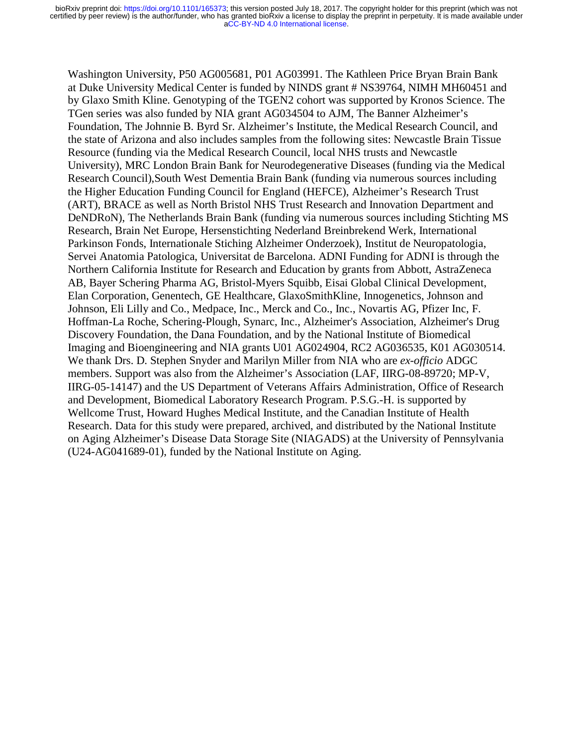Washington University, P50 AG005681, P01 AG03991. The Kathleen Price Bryan Brain Bank at Duke University Medical Center is funded by NINDS grant # NS39764, NIMH MH60451 and by Glaxo Smith Kline. Genotyping of the TGEN2 cohort was supported by Kronos Science. The TGen series was also funded by NIA grant AG034504 to AJM, The Banner Alzheimer's Foundation, The Johnnie B. Byrd Sr. Alzheimer's Institute, the Medical Research Council, and the state of Arizona and also includes samples from the following sites: Newcastle Brain Tissue Resource (funding via the Medical Research Council, local NHS trusts and Newcastle University), MRC London Brain Bank for Neurodegenerative Diseases (funding via the Medical Research Council),South West Dementia Brain Bank (funding via numerous sources including the Higher Education Funding Council for England (HEFCE), Alzheimer's Research Trust (ART), BRACE as well as North Bristol NHS Trust Research and Innovation Department and DeNDRoN), The Netherlands Brain Bank (funding via numerous sources including Stichting MS Research, Brain Net Europe, Hersenstichting Nederland Breinbrekend Werk, International Parkinson Fonds, Internationale Stiching Alzheimer Onderzoek), Institut de Neuropatologia, Servei Anatomia Patologica, Universitat de Barcelona. ADNI Funding for ADNI is through the Northern California Institute for Research and Education by grants from Abbott, AstraZeneca AB, Bayer Schering Pharma AG, Bristol-Myers Squibb, Eisai Global Clinical Development, Elan Corporation, Genentech, GE Healthcare, GlaxoSmithKline, Innogenetics, Johnson and Johnson, Eli Lilly and Co., Medpace, Inc., Merck and Co., Inc., Novartis AG, Pfizer Inc, F. Hoffman-La Roche, Schering-Plough, Synarc, Inc., Alzheimer's Association, Alzheimer's Drug Discovery Foundation, the Dana Foundation, and by the National Institute of Biomedical Imaging and Bioengineering and NIA grants U01 AG024904, RC2 AG036535, K01 AG030514. We thank Drs. D. Stephen Snyder and Marilyn Miller from NIA who are *ex-officio* ADGC members. Support was also from the Alzheimer's Association (LAF, IIRG-08-89720; MP-V, IIRG-05-14147) and the US Department of Veterans Affairs Administration, Office of Research and Development, Biomedical Laboratory Research Program. P.S.G.-H. is supported by Wellcome Trust, Howard Hughes Medical Institute, and the Canadian Institute of Health Research. Data for this study were prepared, archived, and distributed by the National Institute on Aging Alzheimer's Disease Data Storage Site (NIAGADS) at the University of Pennsylvania (U24-AG041689-01), funded by the National Institute on Aging.